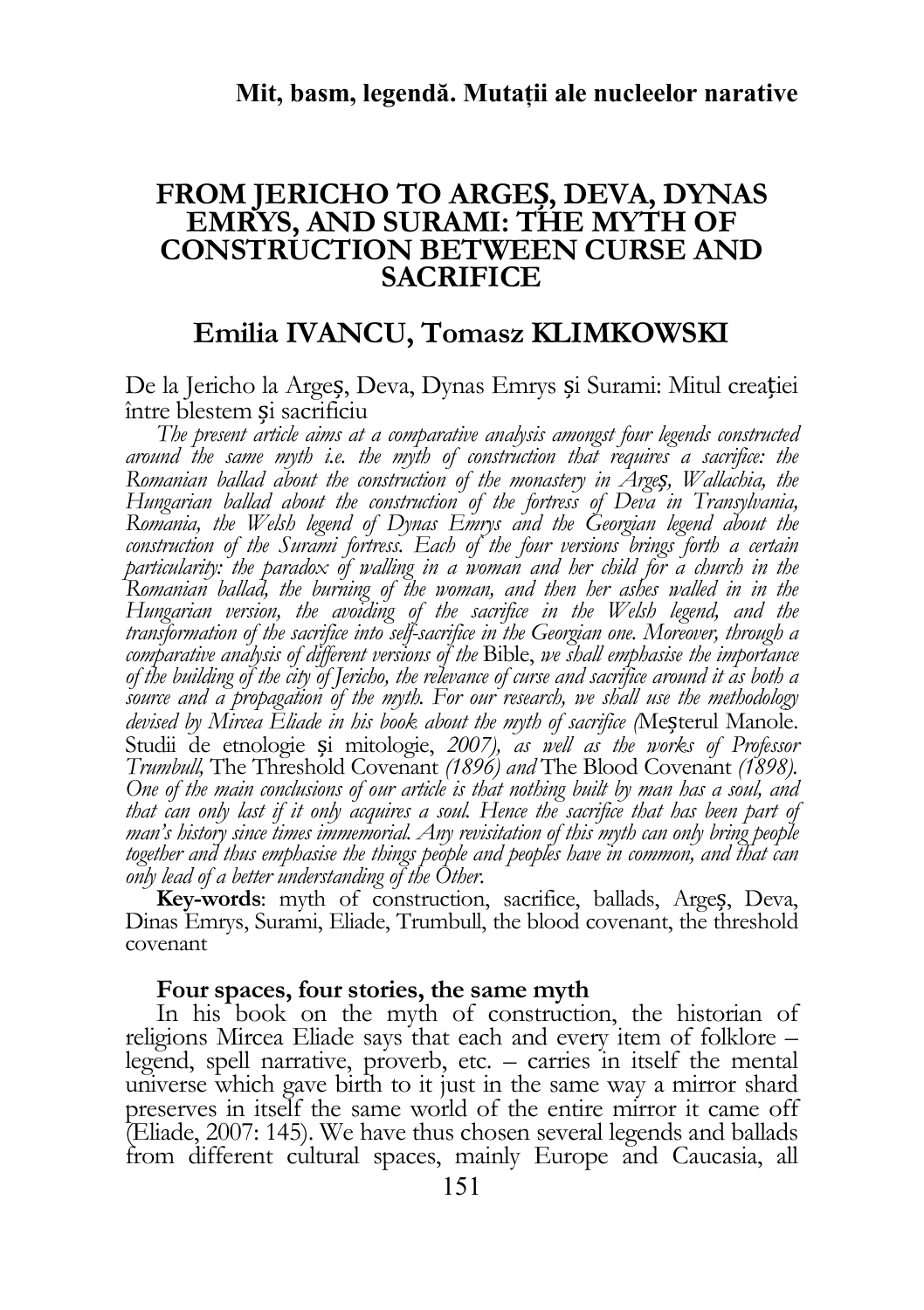# FROM JERICHO TO ARGEȘ, DEVA, DYNAS EMRYS, AND SURAMI: THE MYTH OF CONSTRUCTION BETWEEN CURSE AND SACRIFICE

## Emilia IVANCU, Tomasz KLIMKOWSKI

De la Jericho la Argeș, Deva, Dynas Emrys și Surami: Mitul creației între blestem și sacrificiu

*The present article aims at a comparative analysis amongst four legends constructed around the same myth i.e. the myth of construction that requires a sacrifice: the Romanian ballad about the construction of the monastery in Argeș, Wallachia, the Hungarian ballad about the construction of the fortress of Deva in Transylvania, Romania, the Welsh legend of Dynas Emrys and the Georgian legend about the construction of the Surami fortress. Each of the four versions brings forth a certain particularity: the paradox of walling in a woman and her child for a church in the Romanian ballad, the burning of the woman, and then her ashes walled in in the Hungarian version, the avoiding of the sacrifice in the Welsh legend, and the transformation of the sacrifice into self-sacrifice in the Georgian one. Moreover, through a comparative analysis of different versions of the* Bible, *we shall emphasise the importance of the building of the city of Jericho, the relevance of curse and sacrifice around it as both a source and a propagation of the myth. For our research, we shall use the methodology devised by Mircea Eliade in his book about the myth of sacrifice (*Meșterul Manole. Studii de etnologie și mitologie, *2007), as well as the works of Professor Trumbull,* The Threshold Covenant *(1896) and* The Blood Covenant *(1898). One of the main conclusions of our article is that nothing built by man has a soul, and that can only last if it only acquires a soul. Hence the sacrifice that has been part of man's history since times immemorial. Any revisitation of this myth can only bring people together and thus emphasise the things people and peoples have in common, and that can only lead of a better understanding of the Other.*

**Key-words**: myth of construction, sacrifice, ballads, Argeș, Deva, Dinas Emrys, Surami, Eliade, Trumbull, the blood covenant, the threshold covenant

### Four spaces, four stories, the same myth

In his book on the myth of construction, the historian of religions Mircea Eliade says that each and every item of folklore – legend, spell narrative, proverb, etc. – carries in itself the mental universe which gave birth to it just in the same way a mirror shard preserves in itself the same world of the entire mirror it came off (Eliade, 2007: 145). We have thus chosen several legends and ballads from different cultural spaces, mainly Europe and Caucasia, all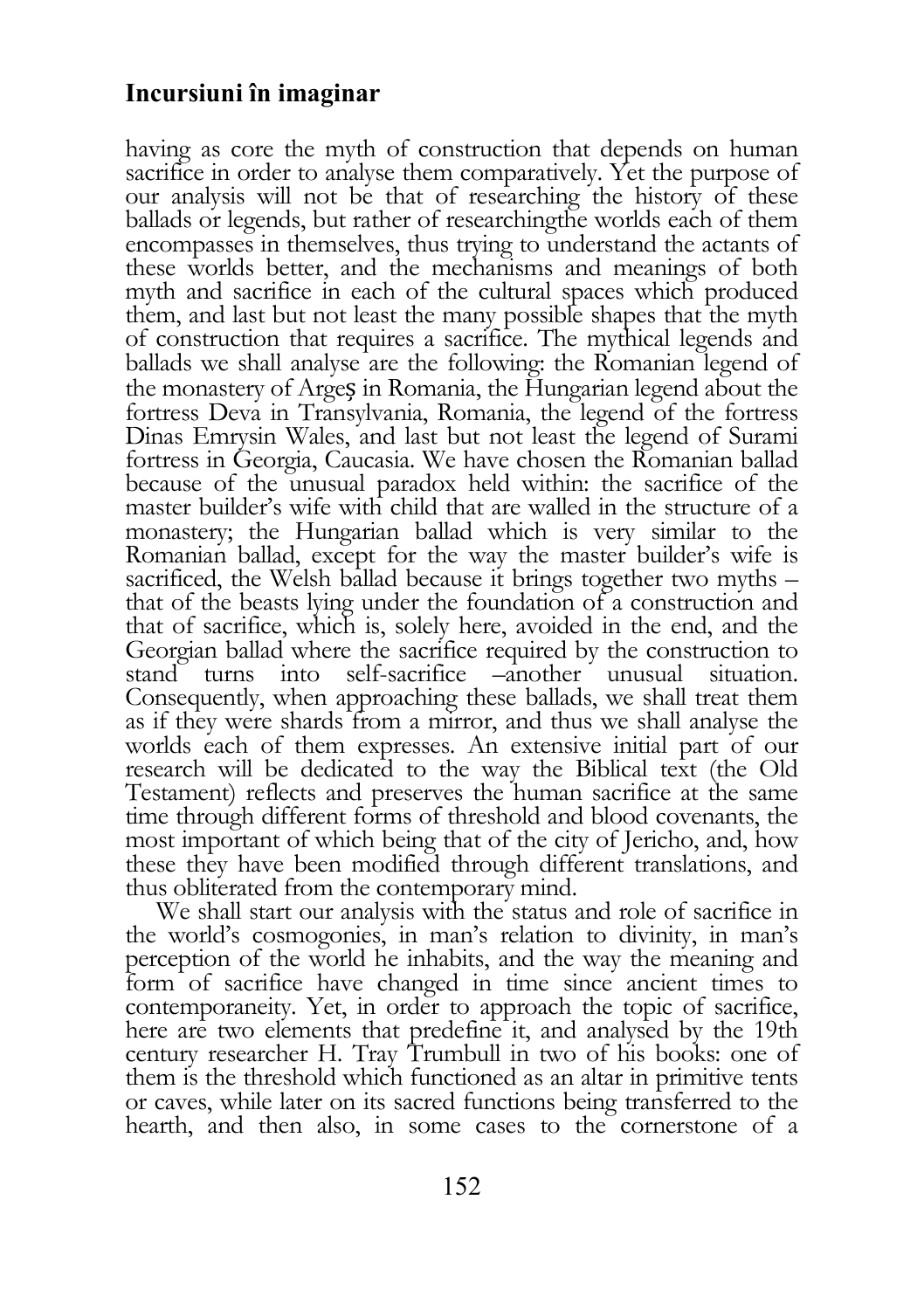having as core the myth of construction that depends on human sacrifice in order to analyse them comparatively. Yet the purpose of our analysis will not be that of researching the history of these ballads or legends, but rather of researchingthe worlds each of them encompasses in themselves, thus trying to understand the actants of these worlds better, and the mechanisms and meanings of both myth and sacrifice in each of the cultural spaces which produced them, and last but not least the many possible shapes that the myth of construction that requires a sacrifice. The mythical legends and ballads we shall analyse are the following: the Romanian legend of the monastery of Argeș in Romania, the Hungarian legend about the fortress Deva in Transylvania, Romania, the legend of the fortress Dinas Emrysin Wales, and last but not least the legend of Surami fortress in Georgia, Caucasia. We have chosen the Romanian ballad because of the unusual paradox held within: the sacrifice of the master builder's wife with child that are walled in the structure of a monastery; the Hungarian ballad which is very similar to the Romanian ballad, except for the way the master builder's wife is sacrificed, the Welsh ballad because it brings together two myths – that of the beasts lying under the foundation of a construction and that of sacrifice, which is, solely here, avoided in the end, and the Georgian ballad where the sacrifice required by the construction to stand turns into self-sacrifice –another unusual situation. Consequently, when approaching these ballads, we shall treat them as if they were shards from a mirror, and thus we shall analyse the worlds each of them expresses. An extensive initial part of our research will be dedicated to the way the Biblical text (the Old Testament) reflects and preserves the human sacrifice at the same time through different forms of threshold and blood covenants, the most important of which being that of the city of Jericho, and, how these they have been modified through different translations, and thus obliterated from the contemporary mind.

We shall start our analysis with the status and role of sacrifice in the world's cosmogonies, in man's relation to divinity, in man's perception of the world he inhabits, and the way the meaning and form of sacrifice have changed in time since ancient times to contemporaneity. Yet, in order to approach the topic of sacrifice, here are two elements that predefine it, and analysed by the 19th century researcher H. Tray Trumbull in two of his books: one of them is the threshold which functioned as an altar in primitive tents or caves, while later on its sacred functions being transferred to the hearth, and then also, in some cases to the cornerstone of a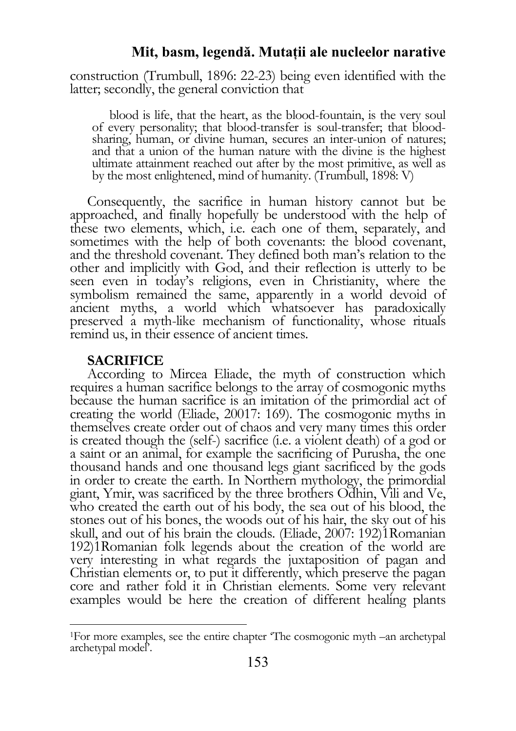construction (Trumbull, 1896: 22-23) being even identified with the latter; secondly, the general conviction that

> blood is life, that the heart, as the blood-fountain, is the very soul of every personality; that blood-transfer is soul-transfer; that blood-sharing, human, or divine human, secures an inter-union of natures; and that a union of the human nature with the divine is the highest ultimate attainment reached out after by the most primitive, as well as by the most enlightened, mind of humanity. (Trumbull, 1898: V)

Consequently, the sacrifice in human history cannot but be approached, and finally hopefully be understood with the help of these two elements, which, i.e. each one of them, separately, and sometimes with the help of both covenants: the blood covenant, and the threshold covenant. They defined both man's relation to the other and implicitly with God, and their reflection is utterly to be seen even in today's religions, even in Christianity, where the symbolism remained the same, apparently in a world devoid of ancient myths, a world which whatsoever has paradoxically preserved a myth-like mechanism of functionality, whose rituals remind us, in their essence of ancient times.

**SACRIFICE**

According to Mircea Eliade, the myth of construction which requires a human sacrifice belongs to the array of cosmogonic myths because the human sacrifice is an imitation of the primordial act of creating the world (Eliade, 20017: 169). The cosmogonic myths in themselves create order out of chaos and very many times this order is created though the (self-) sacrifice (i.e. a violent death) of a god or a saint or an animal, for example the sacrificing of Purusha, the one thousand hands and one thousand legs giant sacrificed by the gods in order to create the earth. In Northern mythology, the primordial giant, Ymir, was sacrificed by the three brothers Odhin, Vili and Ve, who created the earth out of his body, the sea out of his blood, the stones out of his bones, the woods out of his hair, the sky out of his skull, and out of his brain the clouds. (Eliade, 2007: 192)[1]Romanian 192)[1]Romanian folk legends about the creation of the world are very interesting in what regards the juxtaposition of pagan and Christian elements or, to put it differently, which preserve the pagan core and rather fold it in Christian elements. Some very relevant examples would be here the creation of different healing plants

---

[1]For more examples, see the entire chapter 'The cosmogonic myth –an archetypal archetypal model'.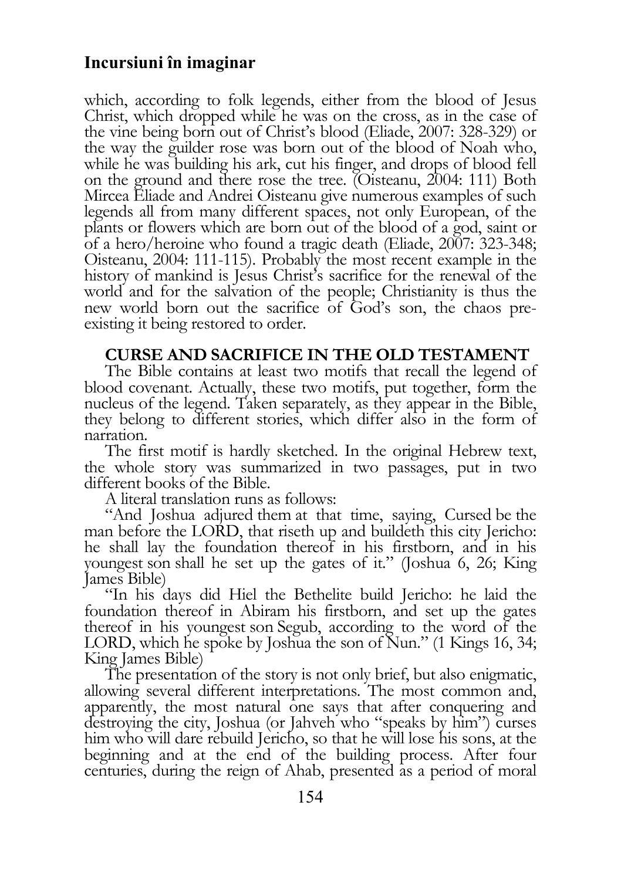which, according to folk legends, either from the blood of Jesus Christ, which dropped while he was on the cross, as in the case of the vine being born out of Christ's blood (Eliade, 2007: 328-329) or the way the guilder rose was born out of the blood of Noah who, while he was building his ark, cut his finger, and drops of blood fell on the ground and there rose the tree. (Oisteanu, 2004: 111) Both Mircea Eliade and Andrei Oisteanu give numerous examples of such legends all from many different spaces, not only European, of the plants or flowers which are born out of the blood of a god, saint or of a hero/heroine who found a tragic death (Eliade, 2007: 323-348; Oisteanu, 2004: 111-115). Probably the most recent example in the history of mankind is Jesus Christ's sacrifice for the renewal of the world and for the salvation of the people; Christianity is thus the new world born out the sacrifice of God's son, the chaos pre-existing it being restored to order.

## CURSE AND SACRIFICE IN THE OLD TESTAMENT

The Bible contains at least two motifs that recall the legend of blood covenant. Actually, these two motifs, put together, form the nucleus of the legend. Taken separately, as they appear in the Bible, they belong to different stories, which differ also in the form of narration.

The first motif is hardly sketched. In the original Hebrew text, the whole story was summarized in two passages, put in two different books of the Bible.

A literal translation runs as follows:

"And Joshua adjured them at that time, saying, Cursed be the man before the LORD, that riseth up and buildeth this city Jericho: he shall lay the foundation thereof in his firstborn, and in his youngest son shall he set up the gates of it." (Joshua 6, 26; King James Bible)

"In his days did Hiel the Bethelite build Jericho: he laid the foundation thereof in Abiram his firstborn, and set up the gates thereof in his youngest son Segub, according to the word of the LORD, which he spoke by Joshua the son of Nun." (1 Kings 16, 34; King James Bible)

The presentation of the story is not only brief, but also enigmatic, allowing several different interpretations. The most common and, apparently, the most natural one says that after conquering and destroying the city, Joshua (or Jahveh who "speaks by him") curses him who will dare rebuild Jericho, so that he will lose his sons, at the beginning and at the end of the building process. After four centuries, during the reign of Ahab, presented as a period of moral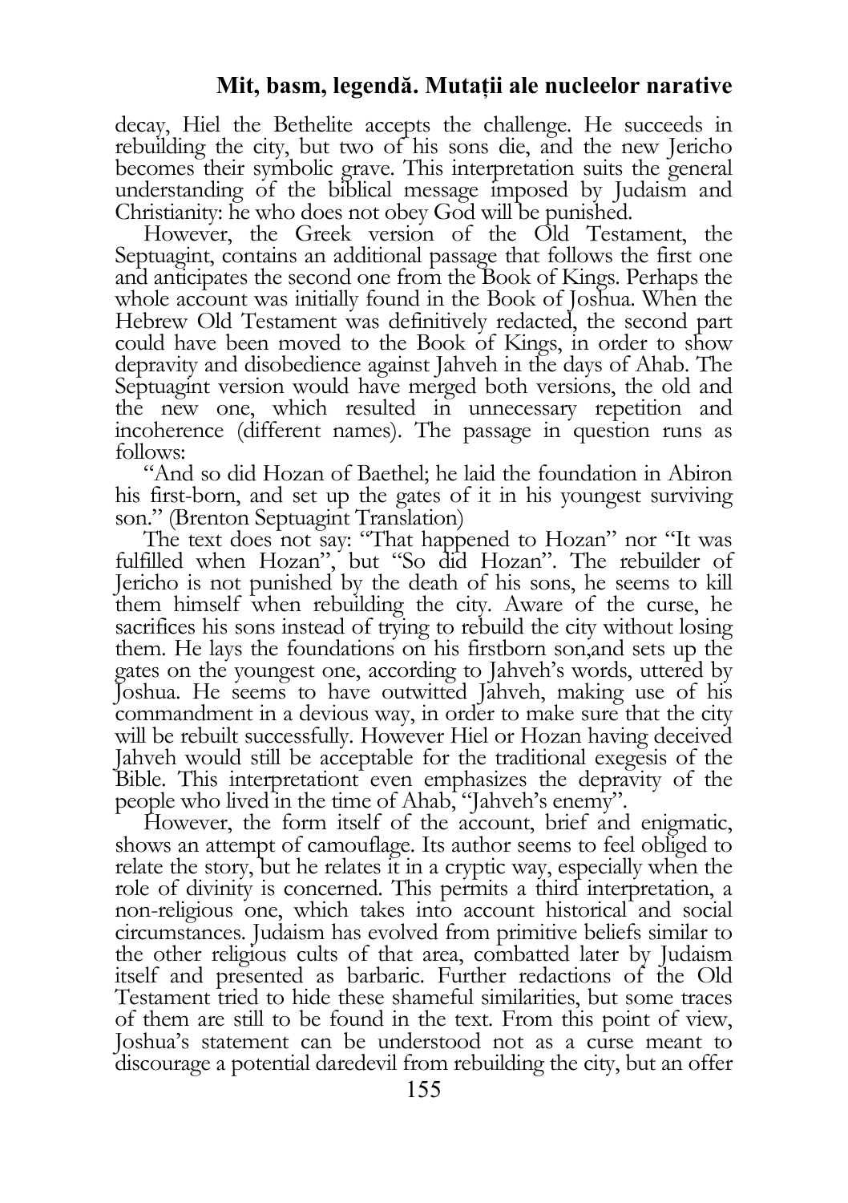decay, Hiel the Bethelite accepts the challenge. He succeeds in rebuilding the city, but two of his sons die, and the new Jericho becomes their symbolic grave. This interpretation suits the general understanding of the biblical message imposed by Judaism and Christianity: he who does not obey God will be punished.

However, the Greek version of the Old Testament, the Septuagint, contains an additional passage that follows the first one and anticipates the second one from the Book of Kings. Perhaps the whole account was initially found in the Book of Joshua. When the Hebrew Old Testament was definitively redacted, the second part could have been moved to the Book of Kings, in order to show depravity and disobedience against Jahveh in the days of Ahab. The Septuagint version would have merged both versions, the old and the new one, which resulted in unnecessary repetition and incoherence (different names). The passage in question runs as follows:

"And so did Hozan of Baethel; he laid the foundation in Abiron his first-born, and set up the gates of it in his youngest surviving son." (Brenton Septuagint Translation)

The text does not say: "That happened to Hozan" nor "It was fulfilled when Hozan", but "So did Hozan". The rebuilder of Jericho is not punished by the death of his sons, he seems to kill them himself when rebuilding the city. Aware of the curse, he sacrifices his sons instead of trying to rebuild the city without losing them. He lays the foundations on his firstborn son,and sets up the gates on the youngest one, according to Jahveh's words, uttered by Joshua. He seems to have outwitted Jahveh, making use of his commandment in a devious way, in order to make sure that the city will be rebuilt successfully. However Hiel or Hozan having deceived Jahveh would still be acceptable for the traditional exegesis of the Bible. This interpretationt even emphasizes the depravity of the people who lived in the time of Ahab, "Jahveh's enemy".

However, the form itself of the account, brief and enigmatic, shows an attempt of camouflage. Its author seems to feel obliged to relate the story, but he relates it in a cryptic way, especially when the role of divinity is concerned. This permits a third interpretation, a non-religious one, which takes into account historical and social circumstances. Judaism has evolved from primitive beliefs similar to the other religious cults of that area, combatted later by Judaism itself and presented as barbaric. Further redactions of the Old Testament tried to hide these shameful similarities, but some traces of them are still to be found in the text. From this point of view, Joshua's statement can be understood not as a curse meant to discourage a potential daredevil from rebuilding the city, but an offer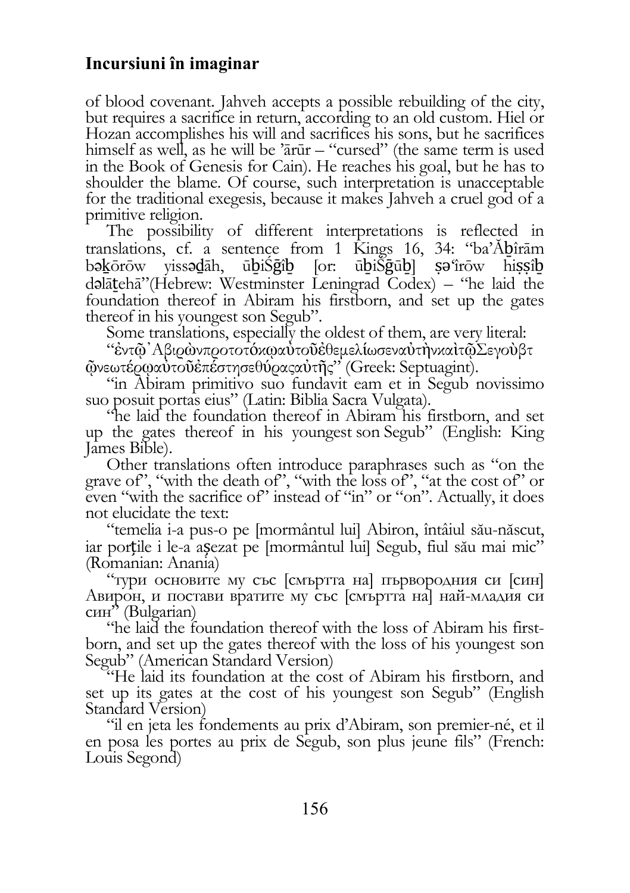of blood covenant. Jahveh accepts a possible rebuilding of the city, but requires a sacrifice in return, according to an old custom. Hiel or Hozan accomplishes his will and sacrifices his sons, but he sacrifices himself as well, as he will be ’ārūr – "cursed" (the same term is used in the Book of Genesis for Cain). He reaches his goal, but he has to shoulder the blame. Of course, such interpretation is unacceptable for the traditional exegesis, because it makes Jahveh a cruel god of a primitive religion.

The possibility of different interpretations is reflected in translations, cf. a sentence from 1 Kings 16, 34: "ba’Ăḇîrām bəḵōrōw yissəḏāh, ūḇiŚḡîḇ [or: ūḇiŚḡūḇ] ṣə‘îrōw hiṣṣîḇ dəlāṯehā"(Hebrew: Westminster Leningrad Codex) – "he laid the foundation thereof in Abiram his firstborn, and set up the gates thereof in his youngest son Segub".

Some translations, especially the oldest of them, are very literal:

"ἐντῷ᾽ΑβιρὼνπρωτοτόκῳαὐτοῦἐθεμελίωσεναὐτὴνκαὶτῷΣεγοὺβτῷνεωτέρῳαὐτοῦἐπέστησεθύραςαὐτῆς" (Greek: Septuagint).

"in Abiram primitivo suo fundavit eam et in Segub novissimo suo posuit portas eius" (Latin: Biblia Sacra Vulgata).

"he laid the foundation thereof in Abiram his firstborn, and set up the gates thereof in his youngest son Segub" (English: King James Bible).

Other translations often introduce paraphrases such as "on the grave of", "with the death of", "with the loss of", "at the cost of" or even "with the sacrifice of" instead of "in" or "on". Actually, it does not elucidate the text:

"temelia i-a pus-o pe [mormântul lui] Abiron, întâiul său-născut, iar porțile i le-a așezat pe [mormântul lui] Segub, fiul său mai mic" (Romanian: Anania)

"тури основите му със [смъртта на] първородния си [син] Авирон, и постави вратите му със [смъртта на] най-младия си син" (Bulgarian)

"he laid the foundation thereof with the loss of Abiram his first-born, and set up the gates thereof with the loss of his youngest son Segub" (American Standard Version)

"He laid its foundation at the cost of Abiram his firstborn, and set up its gates at the cost of his youngest son Segub" (English Standard Version)

"il en jeta les fondements au prix d’Abiram, son premier-né, et il en posa les portes au prix de Segub, son plus jeune fils" (French: Louis Segond)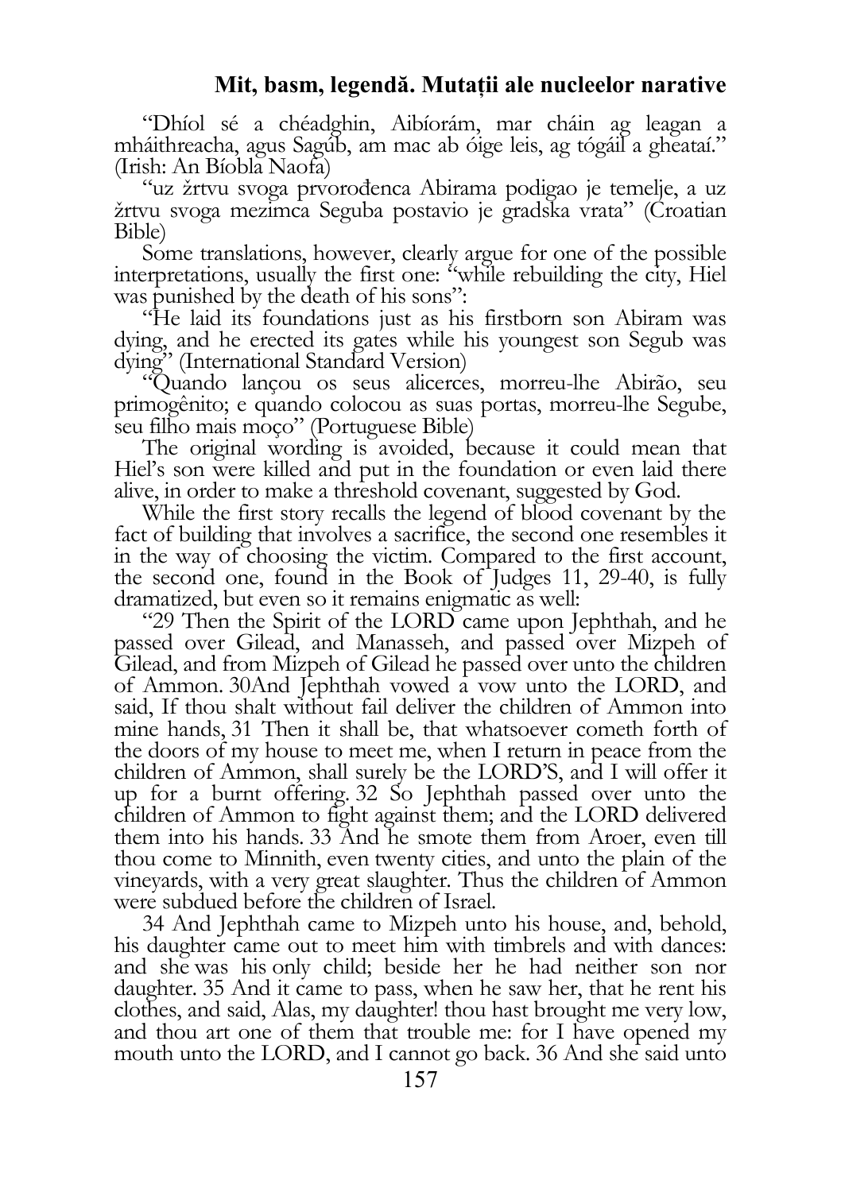"Dhíol sé a chéadghin, Aibíorám, mar cháin ag leagan a mháithreacha, agus Sagúb, am mac ab óige leis, ag tógáil a gheataí." (Irish: An Bíobla Naofa)

"uz žrtvu svoga prvorođenca Abirama podigao je temelje, a uz žrtvu svoga mezimca Seguba postavio je gradska vrata" (Croatian Bible)

Some translations, however, clearly argue for one of the possible interpretations, usually the first one: "while rebuilding the city, Hiel was punished by the death of his sons":

"He laid its foundations just as his firstborn son Abiram was dying, and he erected its gates while his youngest son Segub was dying" (International Standard Version)

"Quando lançou os seus alicerces, morreu-lhe Abirão, seu primogênito; e quando colocou as suas portas, morreu-lhe Segube, seu filho mais moço" (Portuguese Bible)

The original wording is avoided, because it could mean that Hiel's son were killed and put in the foundation or even laid there alive, in order to make a threshold covenant, suggested by God.

While the first story recalls the legend of blood covenant by the fact of building that involves a sacrifice, the second one resembles it in the way of choosing the victim. Compared to the first account, the second one, found in the Book of Judges 11, 29-40, is fully dramatized, but even so it remains enigmatic as well:

"29 Then the Spirit of the LORD came upon Jephthah, and he passed over Gilead, and Manasseh, and passed over Mizpeh of Gilead, and from Mizpeh of Gilead he passed over unto the children of Ammon. 30And Jephthah vowed a vow unto the LORD, and said, If thou shalt without fail deliver the children of Ammon into mine hands, 31 Then it shall be, that whatsoever cometh forth of the doors of my house to meet me, when I return in peace from the children of Ammon, shall surely be the LORD'S, and I will offer it up for a burnt offering. 32 So Jephthah passed over unto the children of Ammon to fight against them; and the LORD delivered them into his hands. 33 And he smote them from Aroer, even till thou come to Minnith, even twenty cities, and unto the plain of the vineyards, with a very great slaughter. Thus the children of Ammon were subdued before the children of Israel.

34 And Jephthah came to Mizpeh unto his house, and, behold, his daughter came out to meet him with timbrels and with dances: and she was his only child; beside her he had neither son nor daughter. 35 And it came to pass, when he saw her, that he rent his clothes, and said, Alas, my daughter! thou hast brought me very low, and thou art one of them that trouble me: for I have opened my mouth unto the LORD, and I cannot go back. 36 And she said unto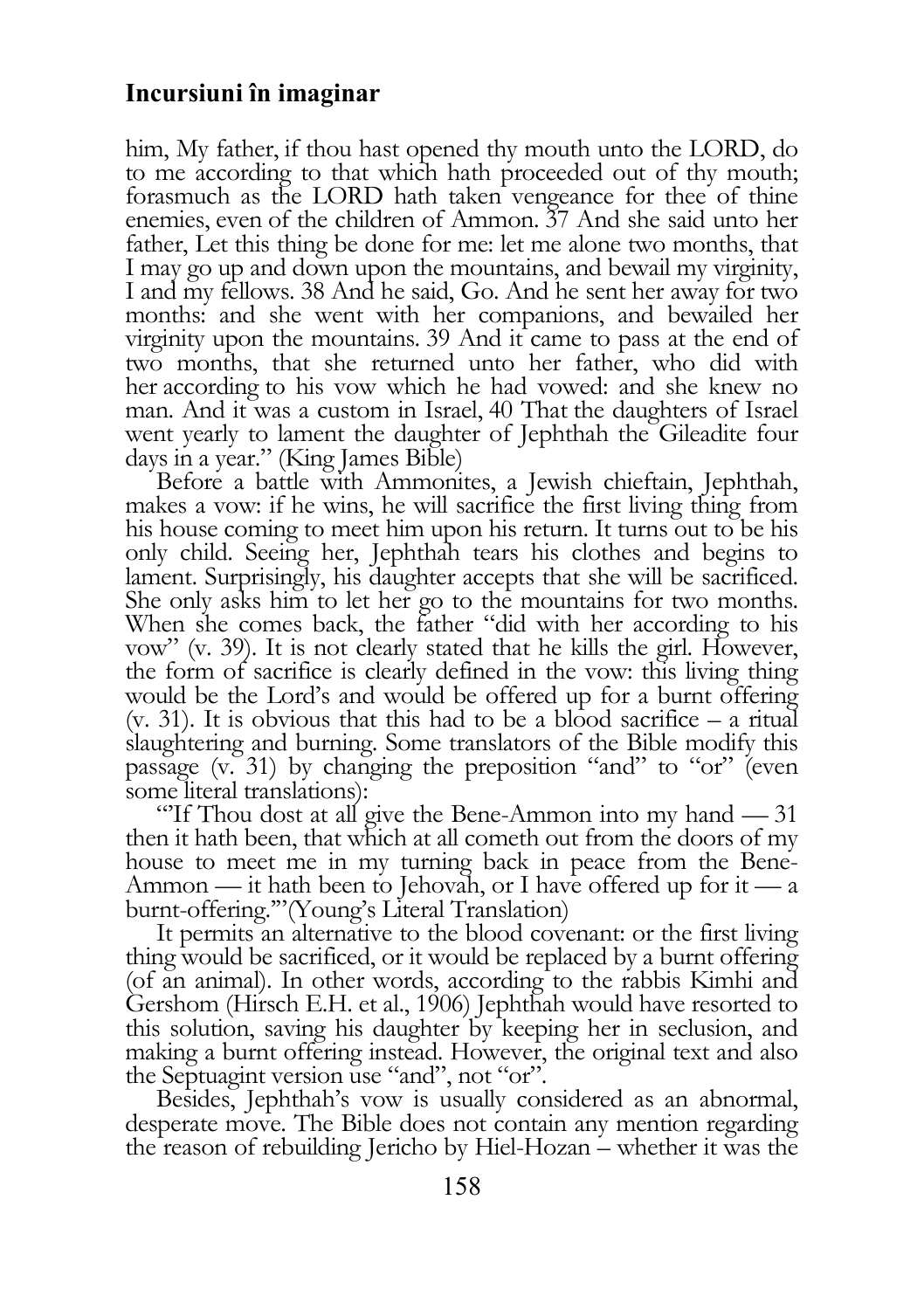him, My father, if thou hast opened thy mouth unto the LORD, do to me according to that which hath proceeded out of thy mouth; forasmuch as the LORD hath taken vengeance for thee of thine enemies, even of the children of Ammon. 37 And she said unto her father, Let this thing be done for me: let me alone two months, that I may go up and down upon the mountains, and bewail my virginity, I and my fellows. 38 And he said, Go. And he sent her away for two months: and she went with her companions, and bewailed her virginity upon the mountains. 39 And it came to pass at the end of two months, that she returned unto her father, who did with her according to his vow which he had vowed: and she knew no man. And it was a custom in Israel, 40 That the daughters of Israel went yearly to lament the daughter of Jephthah the Gileadite four days in a year." (King James Bible)

Before a battle with Ammonites, a Jewish chieftain, Jephthah, makes a vow: if he wins, he will sacrifice the first living thing from his house coming to meet him upon his return. It turns out to be his only child. Seeing her, Jephthah tears his clothes and begins to lament. Surprisingly, his daughter accepts that she will be sacrificed. She only asks him to let her go to the mountains for two months. When she comes back, the father "did with her according to his vow" (v. 39). It is not clearly stated that he kills the girl. However, the form of sacrifice is clearly defined in the vow: this living thing would be the Lord's and would be offered up for a burnt offering (v. 31). It is obvious that this had to be a blood sacrifice – a ritual slaughtering and burning. Some translators of the Bible modify this passage (v. 31) by changing the preposition "and" to "or" (even some literal translations):

"'If Thou dost at all give the Bene-Ammon into my hand — 31 then it hath been, that which at all cometh out from the doors of my house to meet me in my turning back in peace from the Bene-Ammon — it hath been to Jehovah, or I have offered up for it — a burnt-offering.'"(Young's Literal Translation)

It permits an alternative to the blood covenant: or the first living thing would be sacrificed, or it would be replaced by a burnt offering (of an animal). In other words, according to the rabbis Kimhi and Gershom (Hirsch E.H. et al., 1906) Jephthah would have resorted to this solution, saving his daughter by keeping her in seclusion, and making a burnt offering instead. However, the original text and also the Septuagint version use "and", not "or".

Besides, Jephthah's vow is usually considered as an abnormal, desperate move. The Bible does not contain any mention regarding the reason of rebuilding Jericho by Hiel-Hozan – whether it was the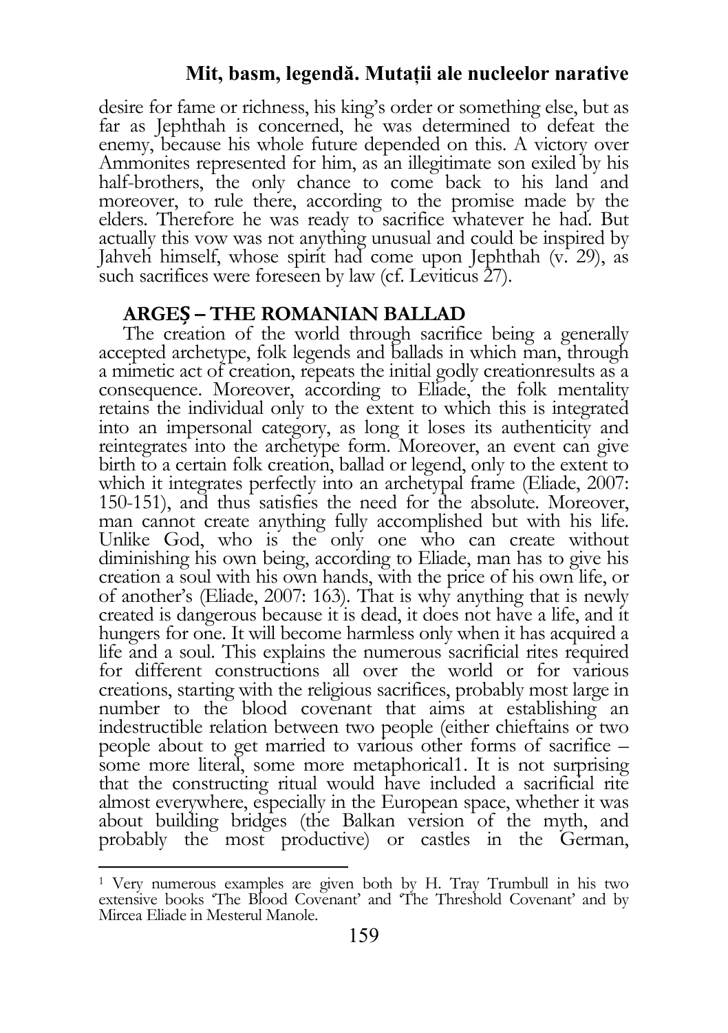desire for fame or richness, his king's order or something else, but as far as Jephthah is concerned, he was determined to defeat the enemy, because his whole future depended on this. A victory over Ammonites represented for him, as an illegitimate son exiled by his half-brothers, the only chance to come back to his land and moreover, to rule there, according to the promise made by the elders. Therefore he was ready to sacrifice whatever he had. But actually this vow was not anything unusual and could be inspired by Jahveh himself, whose spirit had come upon Jephthah (v. 29), as such sacrifices were foreseen by law (cf. Leviticus 27).

## ARGEȘ – THE ROMANIAN BALLAD

The creation of the world through sacrifice being a generally accepted archetype, folk legends and ballads in which man, through a mimetic act of creation, repeats the initial godly creationresults as a consequence. Moreover, according to Eliade, the folk mentality retains the individual only to the extent to which this is integrated into an impersonal category, as long it loses its authenticity and reintegrates into the archetype form. Moreover, an event can give birth to a certain folk creation, ballad or legend, only to the extent to which it integrates perfectly into an archetypal frame (Eliade, 2007: 150-151), and thus satisfies the need for the absolute. Moreover, man cannot create anything fully accomplished but with his life. Unlike God, who is the only one who can create without diminishing his own being, according to Eliade, man has to give his creation a soul with his own hands, with the price of his own life, or of another's (Eliade, 2007: 163). That is why anything that is newly created is dangerous because it is dead, it does not have a life, and it hungers for one. It will become harmless only when it has acquired a life and a soul. This explains the numerous sacrificial rites required for different constructions all over the world or for various creations, starting with the religious sacrifices, probably most large in number to the blood covenant that aims at establishing an indestructible relation between two people (either chieftains or two people about to get married to various other forms of sacrifice – some more literal, some more metaphorical1. It is not surprising that the constructing ritual would have included a sacrificial rite almost everywhere, especially in the European space, whether it was about building bridges (the Balkan version of the myth, and probably the most productive) or castles in the German,

---

[1] Very numerous examples are given both by H. Tray Trumbull in his two extensive books 'The Blood Covenant' and 'The Threshold Covenant' and by Mircea Eliade in Mesterul Manole.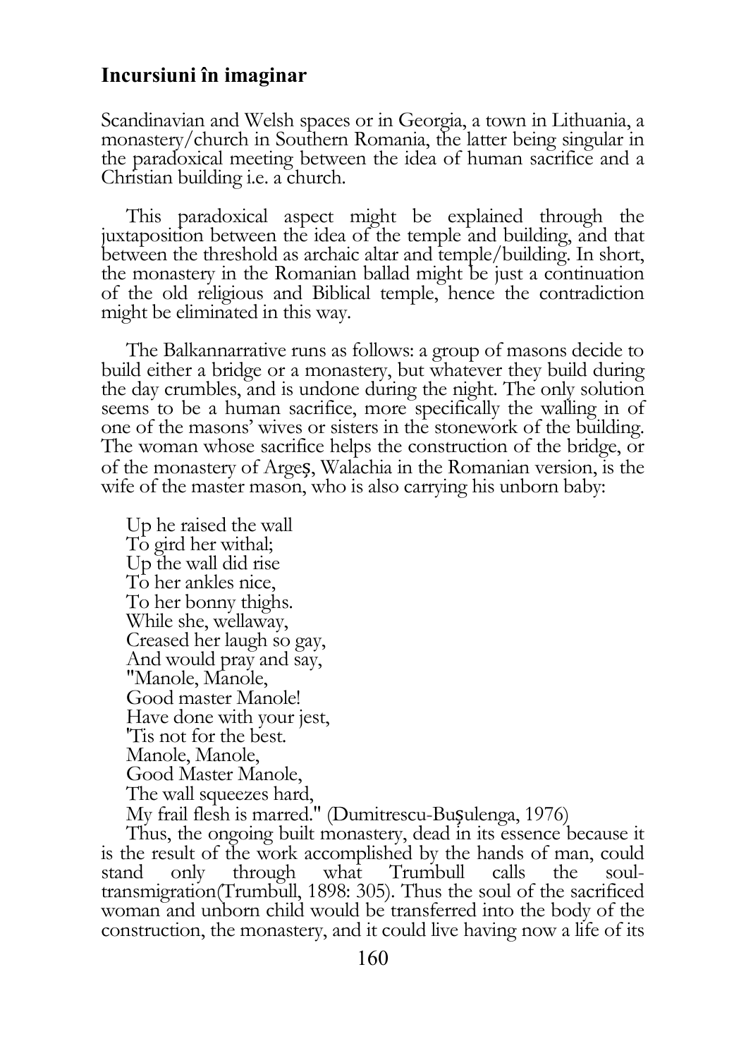Scandinavian and Welsh spaces or in Georgia, a town in Lithuania, a monastery/church in Southern Romania, the latter being singular in the paradoxical meeting between the idea of human sacrifice and a Christian building i.e. a church.

This paradoxical aspect might be explained through the juxtaposition between the idea of the temple and building, and that between the threshold as archaic altar and temple/building. In short, the monastery in the Romanian ballad might be just a continuation of the old religious and Biblical temple, hence the contradiction might be eliminated in this way.

The Balkannarrative runs as follows: a group of masons decide to build either a bridge or a monastery, but whatever they build during the day crumbles, and is undone during the night. The only solution seems to be a human sacrifice, more specifically the walling in of one of the masons' wives or sisters in the stonework of the building. The woman whose sacrifice helps the construction of the bridge, or of the monastery of Argeș, Walachia in the Romanian version, is the wife of the master mason, who is also carrying his unborn baby:

Up he raised the wall  
To gird her withal;  
Up the wall did rise  
To her ankles nice,  
To her bonny thighs.  
While she, wellaway,  
Creased her laugh so gay,  
And would pray and say,  
"Manole, Manole,  
Good master Manole!  
Have done with your jest,  
'Tis not for the best.  
Manole, Manole,  
Good Master Manole,  
The wall squeezes hard,  
My frail flesh is marred." (Dumitrescu-Bușulenga, 1976)

Thus, the ongoing built monastery, dead in its essence because it is the result of the work accomplished by the hands of man, could stand only through what Trumbull calls the soul-transmigration(Trumbull, 1898: 305). Thus the soul of the sacrificed woman and unborn child would be transferred into the body of the construction, the monastery, and it could live having now a life of its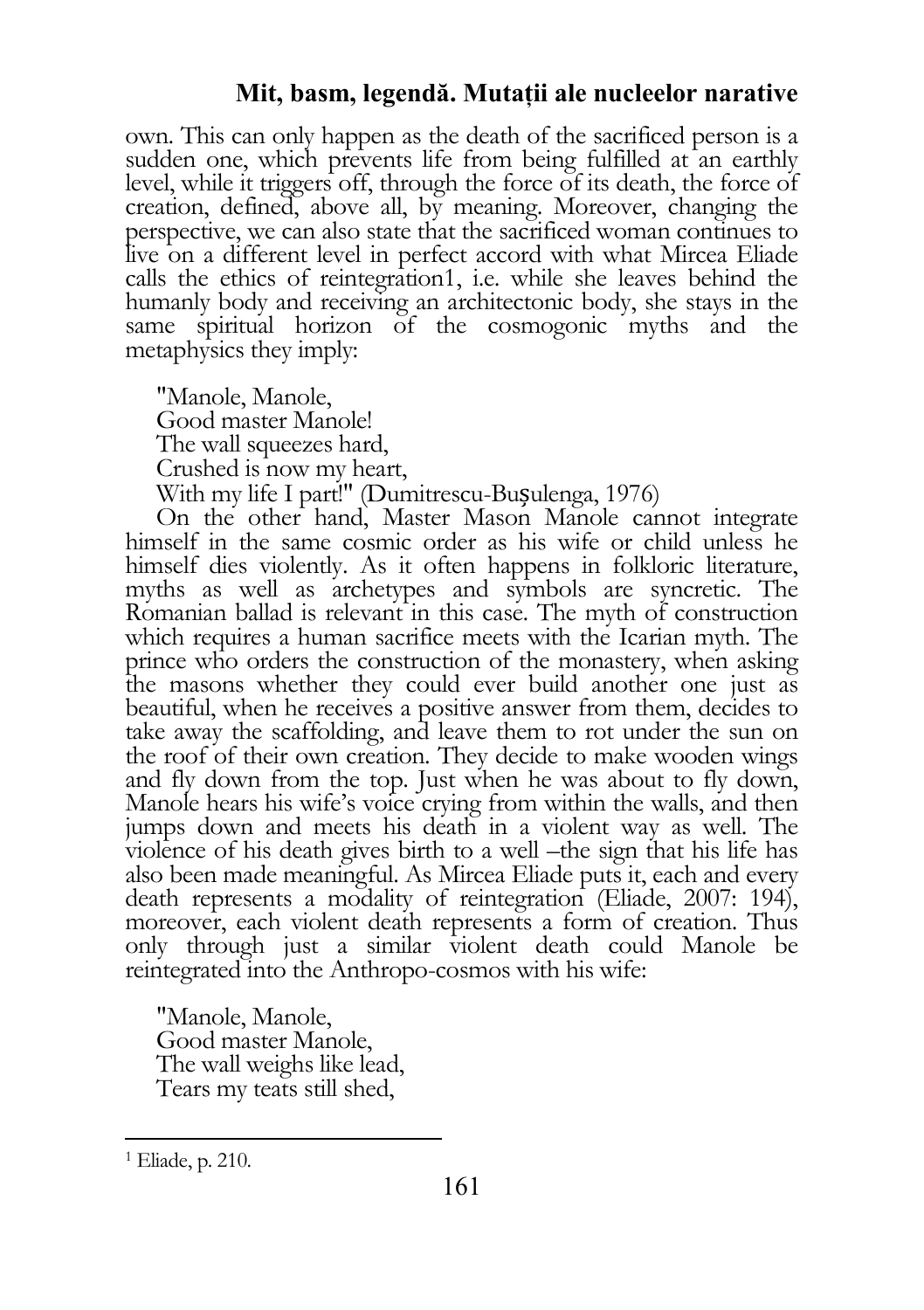own. This can only happen as the death of the sacrificed person is a sudden one, which prevents life from being fulfilled at an earthly level, while it triggers off, through the force of its death, the force of creation, defined, above all, by meaning. Moreover, changing the perspective, we can also state that the sacrificed woman continues to live on a different level in perfect accord with what Mircea Eliade calls the ethics of reintegration1, i.e. while she leaves behind the humanly body and receiving an architectonic body, she stays in the same spiritual horizon of the cosmogonic myths and the metaphysics they imply:

"Manole, Manole,  
Good master Manole!  
The wall squeezes hard,  
Crushed is now my heart,  
With my life I part!" (Dumitrescu-Bușulenga, 1976)

On the other hand, Master Mason Manole cannot integrate himself in the same cosmic order as his wife or child unless he himself dies violently. As it often happens in folkloric literature, myths as well as archetypes and symbols are syncretic. The Romanian ballad is relevant in this case. The myth of construction which requires a human sacrifice meets with the Icarian myth. The prince who orders the construction of the monastery, when asking the masons whether they could ever build another one just as beautiful, when he receives a positive answer from them, decides to take away the scaffolding, and leave them to rot under the sun on the roof of their own creation. They decide to make wooden wings and fly down from the top. Just when he was about to fly down, Manole hears his wife's voice crying from within the walls, and then jumps down and meets his death in a violent way as well. The violence of his death gives birth to a well –the sign that his life has also been made meaningful. As Mircea Eliade puts it, each and every death represents a modality of reintegration (Eliade, 2007: 194), moreover, each violent death represents a form of creation. Thus only through just a similar violent death could Manole be reintegrated into the Anthropo-cosmos with his wife:

"Manole, Manole,  
Good master Manole,  
The wall weighs like lead,  
Tears my teats still shed,

[1] Eliade, p. 210.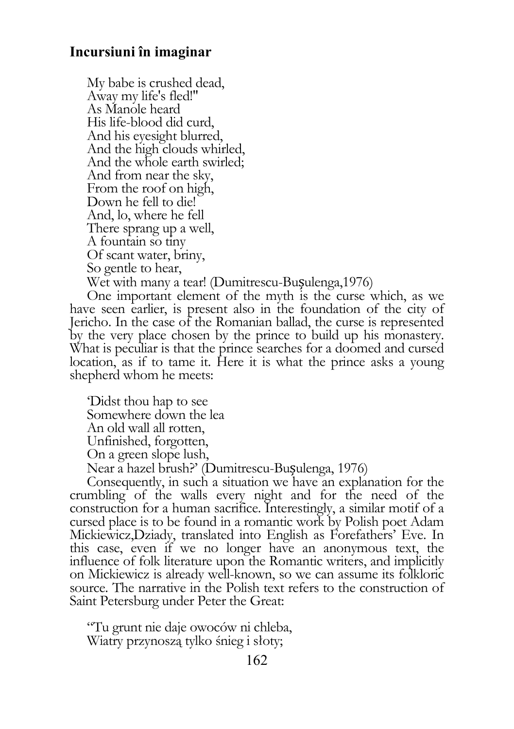My babe is crushed dead,  
Away my life's fled!"  
As Manole heard  
His life-blood did curd,  
And his eyesight blurred,  
And the high clouds whirled,  
And the whole earth swirled;  
And from near the sky,  
From the roof on high,  
Down he fell to die!  
And, lo, where he fell  
There sprang up a well,  
A fountain so tiny  
Of scant water, briny,  
So gentle to hear,  
Wet with many a tear! (Dumitrescu-Bușulenga,1976)

One important element of the myth is the curse which, as we have seen earlier, is present also in the foundation of the city of Jericho. In the case of the Romanian ballad, the curse is represented by the very place chosen by the prince to build up his monastery. What is peculiar is that the prince searches for a doomed and cursed location, as if to tame it. Here it is what the prince asks a young shepherd whom he meets:

'Didst thou hap to see  
Somewhere down the lea  
An old wall all rotten,  
Unfinished, forgotten,  
On a green slope lush,  
Near a hazel brush?' (Dumitrescu-Bușulenga, 1976)

Consequently, in such a situation we have an explanation for the crumbling of the walls every night and for the need of the construction for a human sacrifice. Interestingly, a similar motif of a cursed place is to be found in a romantic work by Polish poet Adam Mickiewicz,Dziady, translated into English as Forefathers' Eve. In this case, even if we no longer have an anonymous text, the influence of folk literature upon the Romantic writers, and implicitly on Mickiewicz is already well-known, so we can assume its folkloric source. The narrative in the Polish text refers to the construction of Saint Petersburg under Peter the Great:

"Tu grunt nie daje owoców ni chleba,  
Wiatry przynoszą tylko śnieg i słoty;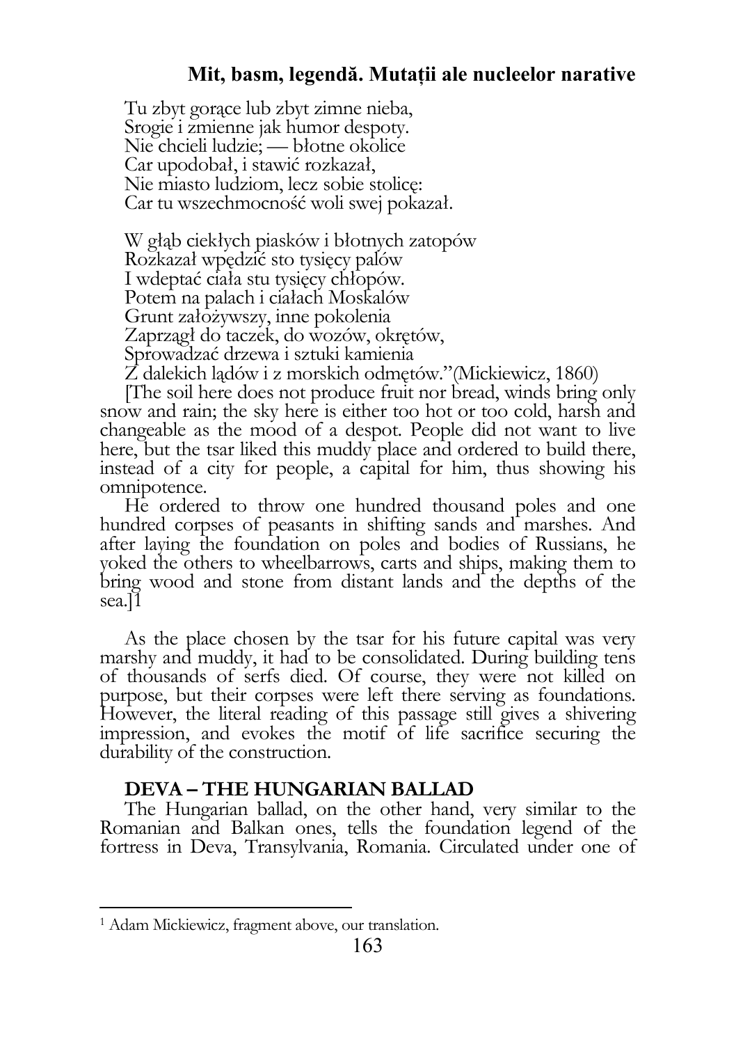Tu zbyt gorące lub zbyt zimne nieba,
Srogie i zmienne jak humor despoty.
Nie chcieli ludzie; — błotne okolice
Car upodobał, i stawić rozkazał,
Nie miasto ludziom, lecz sobie stolicę:
Car tu wszechmocność woli swej pokazał.

W głąb ciekłych piasków i błotnych zatopów
Rozkazał wpędzić sto tysięcy palów
I wdeptać ciała stu tysięcy chłopów.
Potem na palach i ciałach Moskalów
Grunt założywszy, inne pokolenia
Zaprzągł do taczek, do wozów, okrętów,
Sprowadzać drzewa i sztuki kamienia
Z dalekich lądów i z morskich odmętów."(Mickiewicz, 1860)

[The soil here does not produce fruit nor bread, winds bring only snow and rain; the sky here is either too hot or too cold, harsh and changeable as the mood of a despot. People did not want to live here, but the tsar liked this muddy place and ordered to build there, instead of a city for people, a capital for him, thus showing his omnipotence.

He ordered to throw one hundred thousand poles and one hundred corpses of peasants in shifting sands and marshes. And after laying the foundation on poles and bodies of Russians, he yoked the others to wheelbarrows, carts and ships, making them to bring wood and stone from distant lands and the depths of the sea.][1]

As the place chosen by the tsar for his future capital was very marshy and muddy, it had to be consolidated. During building tens of thousands of serfs died. Of course, they were not killed on purpose, but their corpses were left there serving as foundations. However, the literal reading of this passage still gives a shivering impression, and evokes the motif of life sacrifice securing the durability of the construction.

## DEVA – THE HUNGARIAN BALLAD

The Hungarian ballad, on the other hand, very similar to the Romanian and Balkan ones, tells the foundation legend of the fortress in Deva, Transylvania, Romania. Circulated under one of

[1] Adam Mickiewicz, fragment above, our translation.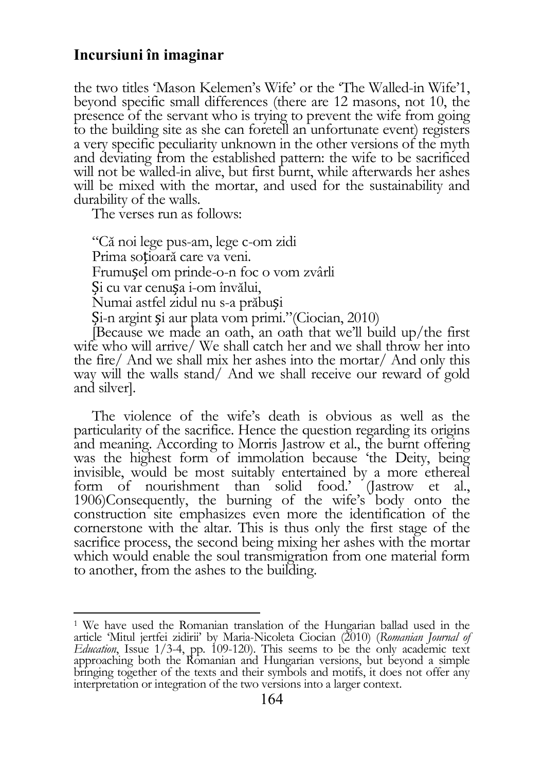the two titles 'Mason Kelemen's Wife' or the 'The Walled-in Wife'[1], beyond specific small differences (there are 12 masons, not 10, the presence of the servant who is trying to prevent the wife from going to the building site as she can foretell an unfortunate event) registers a very specific peculiarity unknown in the other versions of the myth and deviating from the established pattern: the wife to be sacrificed will not be walled-in alive, but first burnt, while afterwards her ashes will be mixed with the mortar, and used for the sustainability and durability of the walls.

The verses run as follows:

"Că noi lege pus-am, lege c-om zidi
Prima soțioară care va veni.
Frumușel om prinde-o-n foc o vom zvârli
Și cu var cenușa i-om învălui,
Numai astfel zidul nu s-a prăbuși
Și-n argint și aur plata vom primi."(Ciocian, 2010)

[Because we made an oath, an oath that we'll build up/the first wife who will arrive/ We shall catch her and we shall throw her into the fire/ And we shall mix her ashes into the mortar/ And only this way will the walls stand/ And we shall receive our reward of gold and silver].

The violence of the wife's death is obvious as well as the particularity of the sacrifice. Hence the question regarding its origins and meaning. According to Morris Jastrow et al., the burnt offering was the highest form of immolation because 'the Deity, being invisible, would be most suitably entertained by a more ethereal form of nourishment than solid food.' (Jastrow et al., 1906)Consequently, the burning of the wife's body onto the construction site emphasizes even more the identification of the cornerstone with the altar. This is thus only the first stage of the sacrifice process, the second being mixing her ashes with the mortar which would enable the soul transmigration from one material form to another, from the ashes to the building.

---

[1] We have used the Romanian translation of the Hungarian ballad used in the article 'Mitul jertfei zidirii' by Maria-Nicoleta Ciocian (2010) (*Romanian Journal of Education*, Issue 1/3-4, pp. 109-120). This seems to be the only academic text approaching both the Romanian and Hungarian versions, but beyond a simple bringing together of the texts and their symbols and motifs, it does not offer any interpretation or integration of the two versions into a larger context.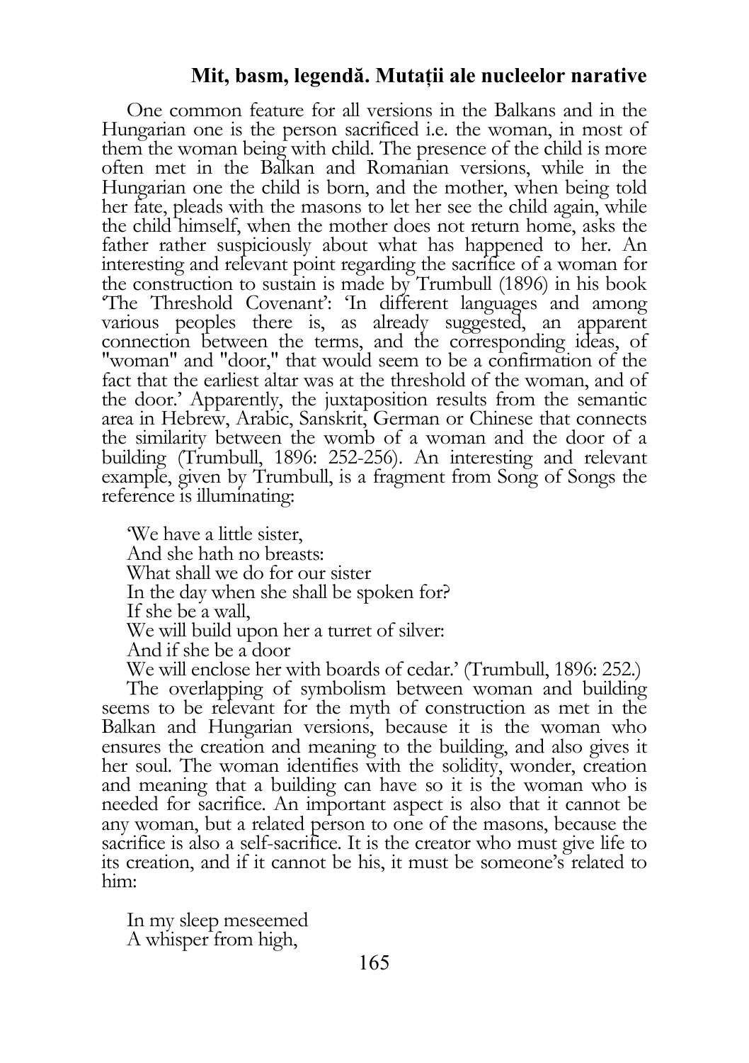One common feature for all versions in the Balkans and in the Hungarian one is the person sacrificed i.e. the woman, in most of them the woman being with child. The presence of the child is more often met in the Balkan and Romanian versions, while in the Hungarian one the child is born, and the mother, when being told her fate, pleads with the masons to let her see the child again, while the child himself, when the mother does not return home, asks the father rather suspiciously about what has happened to her. An interesting and relevant point regarding the sacrifice of a woman for the construction to sustain is made by Trumbull (1896) in his book 'The Threshold Covenant': 'In different languages and among various peoples there is, as already suggested, an apparent connection between the terms, and the corresponding ideas, of "woman" and "door," that would seem to be a confirmation of the fact that the earliest altar was at the threshold of the woman, and of the door.' Apparently, the juxtaposition results from the semantic area in Hebrew, Arabic, Sanskrit, German or Chinese that connects the similarity between the womb of a woman and the door of a building (Trumbull, 1896: 252-256). An interesting and relevant example, given by Trumbull, is a fragment from Song of Songs the reference is illuminating:

'We have a little sister,
And she hath no breasts:
What shall we do for our sister
In the day when she shall be spoken for?
If she be a wall,
We will build upon her a turret of silver:
And if she be a door
We will enclose her with boards of cedar.' (Trumbull, 1896: 252.)

The overlapping of symbolism between woman and building seems to be relevant for the myth of construction as met in the Balkan and Hungarian versions, because it is the woman who ensures the creation and meaning to the building, and also gives it her soul. The woman identifies with the solidity, wonder, creation and meaning that a building can have so it is the woman who is needed for sacrifice. An important aspect is also that it cannot be any woman, but a related person to one of the masons, because the sacrifice is also a self-sacrifice. It is the creator who must give life to its creation, and if it cannot be his, it must be someone's related to him:

In my sleep meseemed
A whisper from high,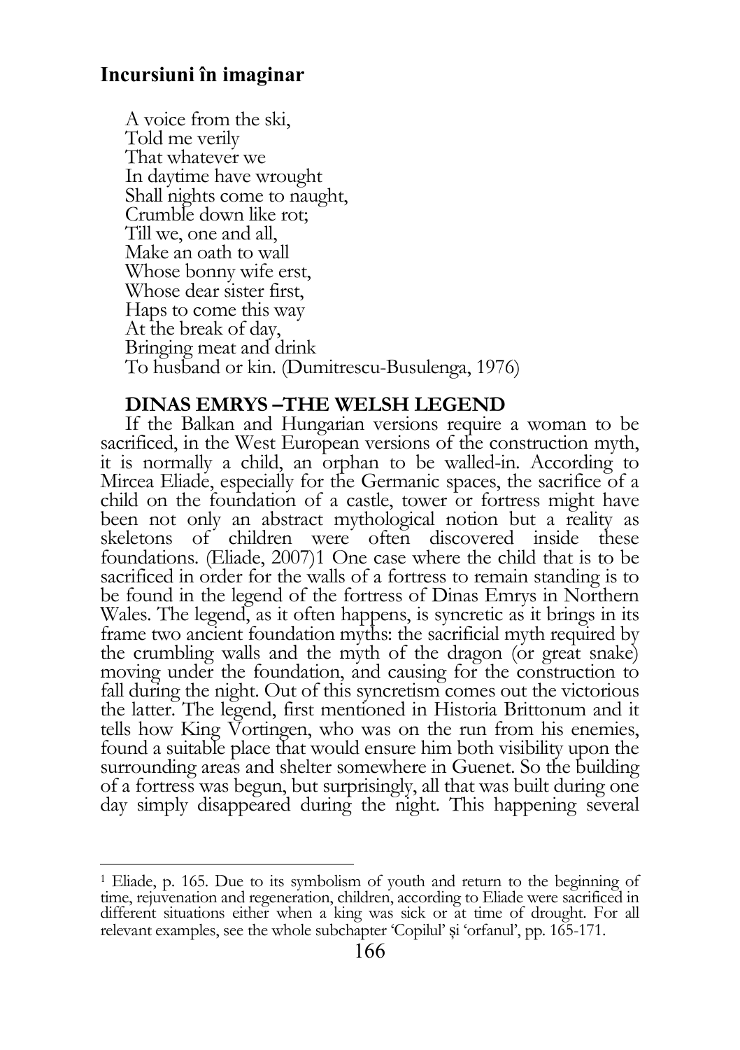A voice from the ski,  
Told me verily  
That whatever we  
In daytime have wrought  
Shall nights come to naught,  
Crumble down like rot;  
Till we, one and all,  
Make an oath to wall  
Whose bonny wife erst,  
Whose dear sister first,  
Haps to come this way  
At the break of day,  
Bringing meat and drink  
To husband or kin. (Dumitrescu-Busulenga, 1976)

## DINAS EMRYS –THE WELSH LEGEND

If the Balkan and Hungarian versions require a woman to be sacrificed, in the West European versions of the construction myth, it is normally a child, an orphan to be walled-in. According to Mircea Eliade, especially for the Germanic spaces, the sacrifice of a child on the foundation of a castle, tower or fortress might have been not only an abstract mythological notion but a reality as skeletons of children were often discovered inside these foundations. (Eliade, 2007)1 One case where the child that is to be sacrificed in order for the walls of a fortress to remain standing is to be found in the legend of the fortress of Dinas Emrys in Northern Wales. The legend, as it often happens, is syncretic as it brings in its frame two ancient foundation myths: the sacrificial myth required by the crumbling walls and the myth of the dragon (or great snake) moving under the foundation, and causing for the construction to fall during the night. Out of this syncretism comes out the victorious the latter. The legend, first mentioned in Historia Brittonum and it tells how King Vortingen, who was on the run from his enemies, found a suitable place that would ensure him both visibility upon the surrounding areas and shelter somewhere in Guenet. So the building of a fortress was begun, but surprisingly, all that was built during one day simply disappeared during the night. This happening several

[1] Eliade, p. 165. Due to its symbolism of youth and return to the beginning of time, rejuvenation and regeneration, children, according to Eliade were sacrificed in different situations either when a king was sick or at time of drought. For all relevant examples, see the whole subchapter 'Copilul' şi 'orfanul', pp. 165-171.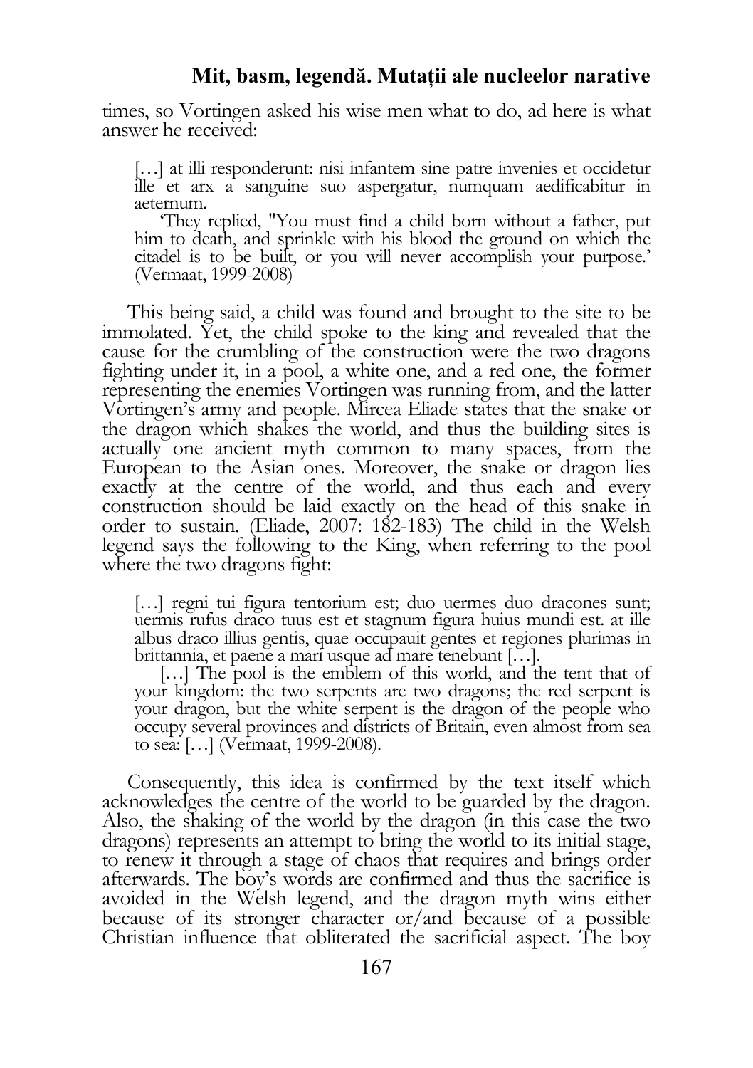times, so Vortingen asked his wise men what to do, ad here is what answer he received:

> […] at illi responderunt: nisi infantem sine patre invenies et occidetur ille et arx a sanguine suo aspergatur, numquam aedificabitur in aeternum.
>
> 'They replied, "You must find a child born without a father, put him to death, and sprinkle with his blood the ground on which the citadel is to be built, or you will never accomplish your purpose.' (Vermaat, 1999-2008)

This being said, a child was found and brought to the site to be immolated. Yet, the child spoke to the king and revealed that the cause for the crumbling of the construction were the two dragons fighting under it, in a pool, a white one, and a red one, the former representing the enemies Vortingen was running from, and the latter Vortingen's army and people. Mircea Eliade states that the snake or the dragon which shakes the world, and thus the building sites is actually one ancient myth common to many spaces, from the European to the Asian ones. Moreover, the snake or dragon lies exactly at the centre of the world, and thus each and every construction should be laid exactly on the head of this snake in order to sustain. (Eliade, 2007: 182-183) The child in the Welsh legend says the following to the King, when referring to the pool where the two dragons fight:

> […] regni tui figura tentorium est; duo uermes duo dracones sunt; uermis rufus draco tuus est et stagnum figura huius mundi est. at ille albus draco illius gentis, quae occupauit gentes et regiones plurimas in brittannia, et paene a mari usque ad mare tenebunt […].
>
> […] The pool is the emblem of this world, and the tent that of your kingdom: the two serpents are two dragons; the red serpent is your dragon, but the white serpent is the dragon of the people who occupy several provinces and districts of Britain, even almost from sea to sea: […] (Vermaat, 1999-2008).

Consequently, this idea is confirmed by the text itself which acknowledges the centre of the world to be guarded by the dragon. Also, the shaking of the world by the dragon (in this case the two dragons) represents an attempt to bring the world to its initial stage, to renew it through a stage of chaos that requires and brings order afterwards. The boy's words are confirmed and thus the sacrifice is avoided in the Welsh legend, and the dragon myth wins either because of its stronger character or/and because of a possible Christian influence that obliterated the sacrificial aspect. The boy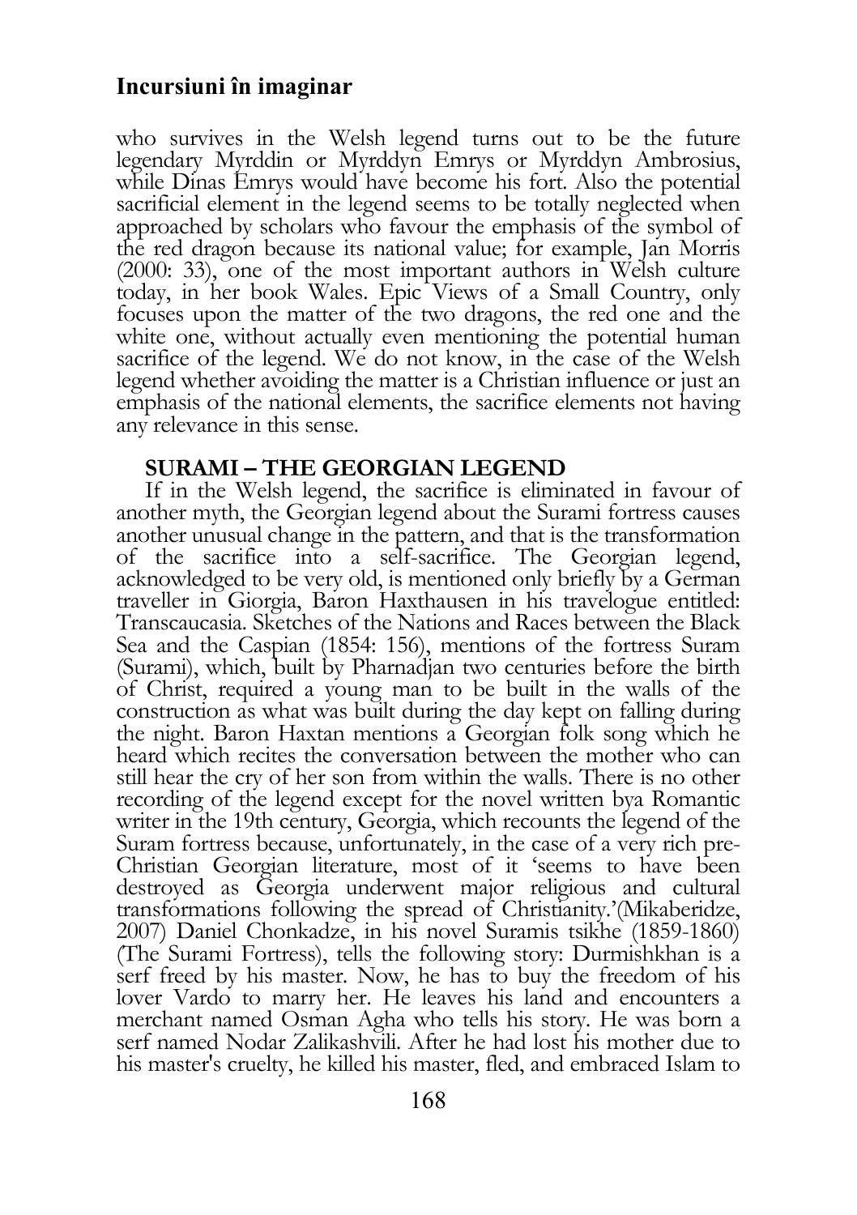who survives in the Welsh legend turns out to be the future legendary Myrddin or Myrddyn Emrys or Myrddyn Ambrosius, while Dinas Emrys would have become his fort. Also the potential sacrificial element in the legend seems to be totally neglected when approached by scholars who favour the emphasis of the symbol of the red dragon because its national value; for example, Jan Morris (2000: 33), one of the most important authors in Welsh culture today, in her book Wales. Epic Views of a Small Country, only focuses upon the matter of the two dragons, the red one and the white one, without actually even mentioning the potential human sacrifice of the legend. We do not know, in the case of the Welsh legend whether avoiding the matter is a Christian influence or just an emphasis of the national elements, the sacrifice elements not having any relevance in this sense.

## SURAMI – THE GEORGIAN LEGEND

If in the Welsh legend, the sacrifice is eliminated in favour of another myth, the Georgian legend about the Surami fortress causes another unusual change in the pattern, and that is the transformation of the sacrifice into a self-sacrifice. The Georgian legend, acknowledged to be very old, is mentioned only briefly by a German traveller in Giorgia, Baron Haxthausen in his travelogue entitled: Transcaucasia. Sketches of the Nations and Races between the Black Sea and the Caspian (1854: 156), mentions of the fortress Suram (Surami), which, built by Pharnadjan two centuries before the birth of Christ, required a young man to be built in the walls of the construction as what was built during the day kept on falling during the night. Baron Haxtan mentions a Georgian folk song which he heard which recites the conversation between the mother who can still hear the cry of her son from within the walls. There is no other recording of the legend except for the novel written bya Romantic writer in the 19th century, Georgia, which recounts the legend of the Suram fortress because, unfortunately, in the case of a very rich pre-Christian Georgian literature, most of it 'seems to have been destroyed as Georgia underwent major religious and cultural transformations following the spread of Christianity.'(Mikaberidze, 2007) Daniel Chonkadze, in his novel Suramis tsikhe (1859-1860) (The Surami Fortress), tells the following story: Durmishkhan is a serf freed by his master. Now, he has to buy the freedom of his lover Vardo to marry her. He leaves his land and encounters a merchant named Osman Agha who tells his story. He was born a serf named Nodar Zalikashvili. After he had lost his mother due to his master's cruelty, he killed his master, fled, and embraced Islam to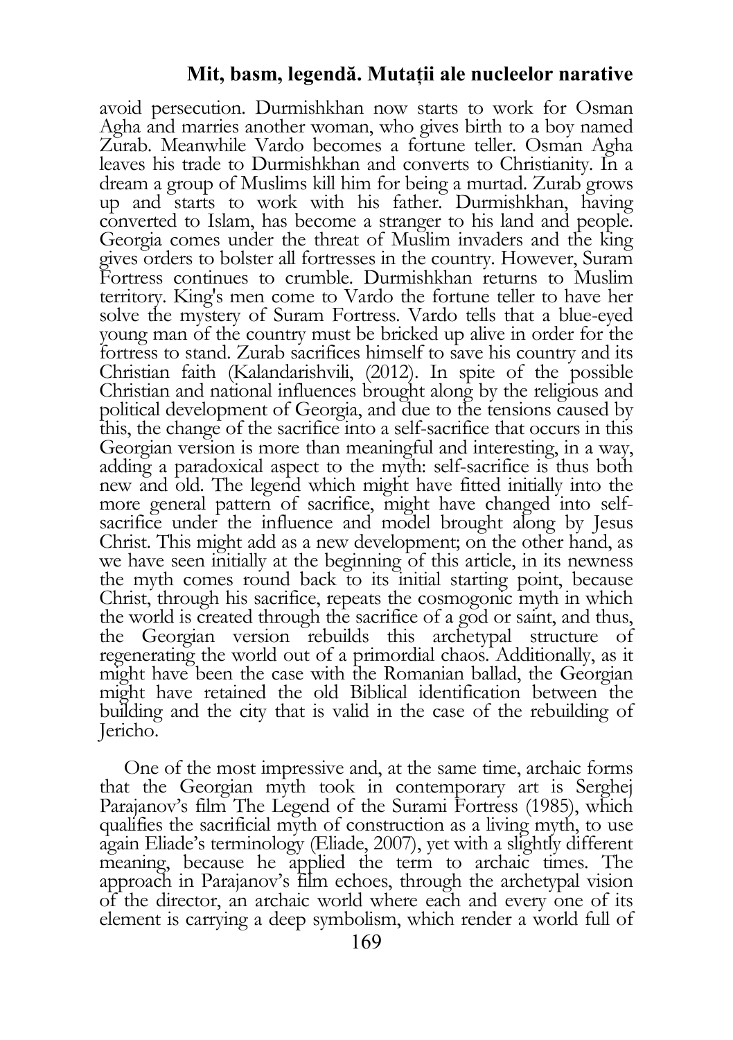avoid persecution. Durmishkhan now starts to work for Osman Agha and marries another woman, who gives birth to a boy named Zurab. Meanwhile Vardo becomes a fortune teller. Osman Agha leaves his trade to Durmishkhan and converts to Christianity. In a dream a group of Muslims kill him for being a murtad. Zurab grows up and starts to work with his father. Durmishkhan, having converted to Islam, has become a stranger to his land and people. Georgia comes under the threat of Muslim invaders and the king gives orders to bolster all fortresses in the country. However, Suram Fortress continues to crumble. Durmishkhan returns to Muslim territory. King's men come to Vardo the fortune teller to have her solve the mystery of Suram Fortress. Vardo tells that a blue-eyed young man of the country must be bricked up alive in order for the fortress to stand. Zurab sacrifices himself to save his country and its Christian faith (Kalandarishvili, (2012). In spite of the possible Christian and national influences brought along by the religious and political development of Georgia, and due to the tensions caused by this, the change of the sacrifice into a self-sacrifice that occurs in this Georgian version is more than meaningful and interesting, in a way, adding a paradoxical aspect to the myth: self-sacrifice is thus both new and old. The legend which might have fitted initially into the more general pattern of sacrifice, might have changed into self-sacrifice under the influence and model brought along by Jesus Christ. This might add as a new development; on the other hand, as we have seen initially at the beginning of this article, in its newness the myth comes round back to its initial starting point, because Christ, through his sacrifice, repeats the cosmogonic myth in which the world is created through the sacrifice of a god or saint, and thus, the Georgian version rebuilds this archetypal structure of regenerating the world out of a primordial chaos. Additionally, as it might have been the case with the Romanian ballad, the Georgian might have retained the old Biblical identification between the building and the city that is valid in the case of the rebuilding of Jericho.

One of the most impressive and, at the same time, archaic forms that the Georgian myth took in contemporary art is Serghej Parajanov's film The Legend of the Surami Fortress (1985), which qualifies the sacrificial myth of construction as a living myth, to use again Eliade's terminology (Eliade, 2007), yet with a slightly different meaning, because he applied the term to archaic times. The approach in Parajanov's film echoes, through the archetypal vision of the director, an archaic world where each and every one of its element is carrying a deep symbolism, which render a world full of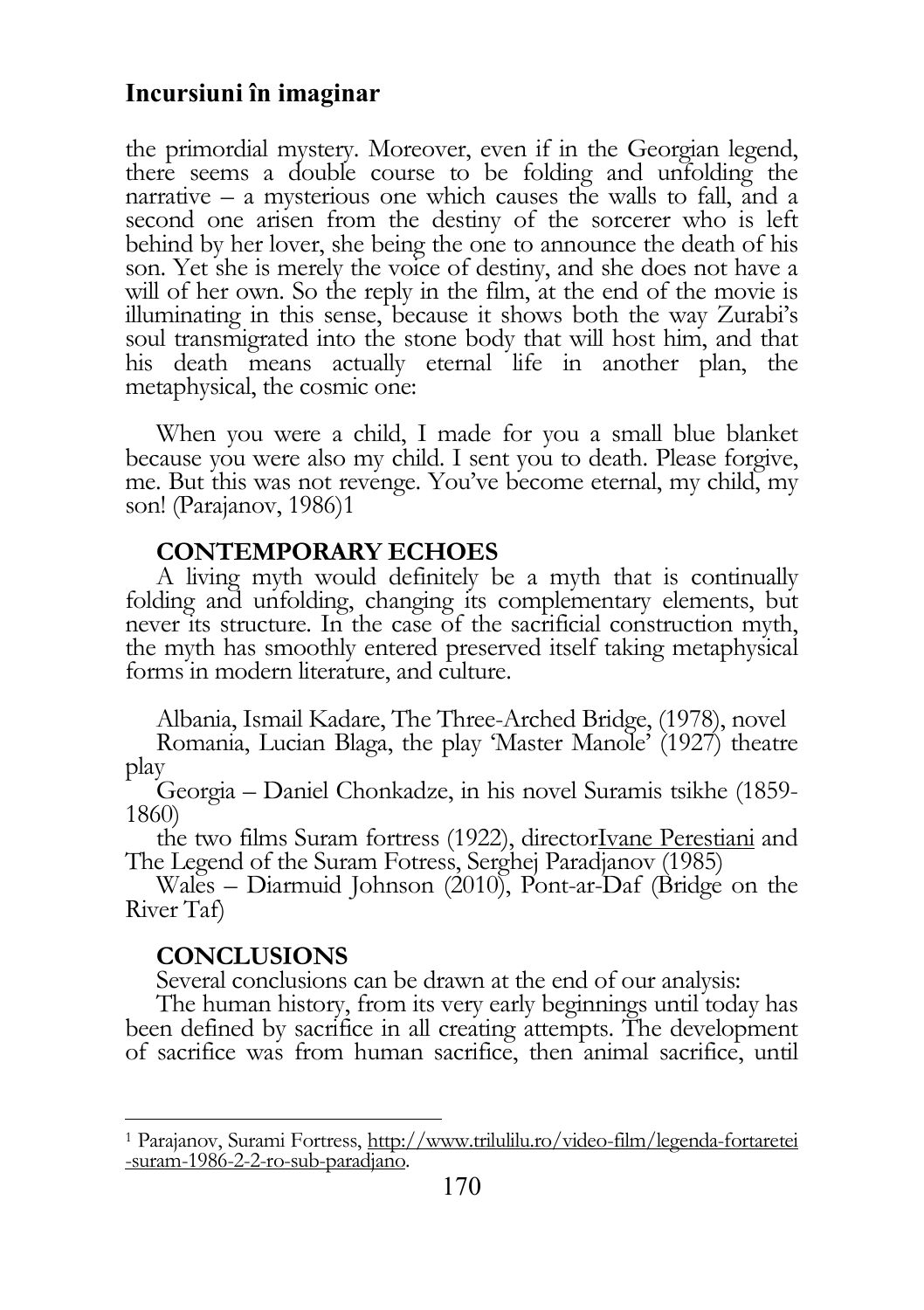the primordial mystery. Moreover, even if in the Georgian legend, there seems a double course to be folding and unfolding the narrative – a mysterious one which causes the walls to fall, and a second one arisen from the destiny of the sorcerer who is left behind by her lover, she being the one to announce the death of his son. Yet she is merely the voice of destiny, and she does not have a will of her own. So the reply in the film, at the end of the movie is illuminating in this sense, because it shows both the way Zurabi's soul transmigrated into the stone body that will host him, and that his death means actually eternal life in another plan, the metaphysical, the cosmic one:

When you were a child, I made for you a small blue blanket because you were also my child. I sent you to death. Please forgive, me. But this was not revenge. You've become eternal, my child, my son! (Parajanov, 1986)1

## CONTEMPORARY ECHOES

A living myth would definitely be a myth that is continually folding and unfolding, changing its complementary elements, but never its structure. In the case of the sacrificial construction myth, the myth has smoothly entered preserved itself taking metaphysical forms in modern literature, and culture.

Albania, Ismail Kadare, The Three-Arched Bridge, (1978), novel

Romania, Lucian Blaga, the play 'Master Manole' (1927) theatre play

Georgia – Daniel Chonkadze, in his novel Suramis tsikhe (1859-1860)

the two films Suram fortress (1922), directorIvane Perestiani and The Legend of the Suram Fotress, Serghej Paradjanov (1985)

Wales – Diarmuid Johnson (2010), Pont-ar-Daf (Bridge on the River Taf)

## CONCLUSIONS

Several conclusions can be drawn at the end of our analysis:

The human history, from its very early beginnings until today has been defined by sacrifice in all creating attempts. The development of sacrifice was from human sacrifice, then animal sacrifice, until

---

[1] Parajanov, Surami Fortress, http://www.trilulilu.ro/video-film/legenda-fortaretei-suram-1986-2-2-ro-sub-paradjano.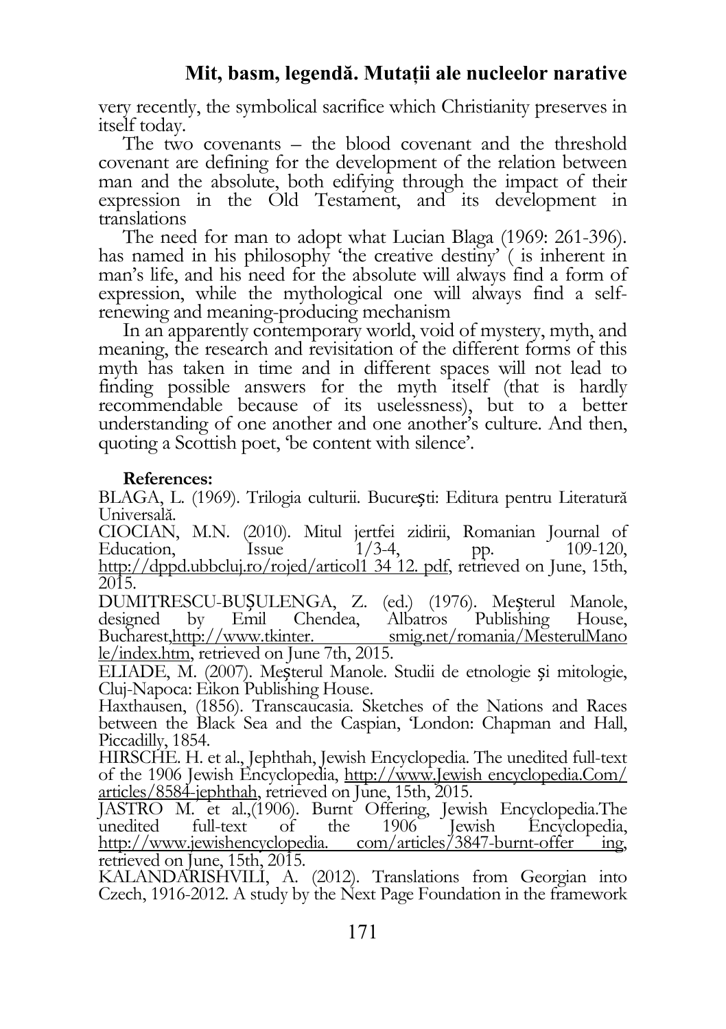very recently, the symbolical sacrifice which Christianity preserves in itself today.

The two covenants – the blood covenant and the threshold covenant are defining for the development of the relation between man and the absolute, both edifying through the impact of their expression in the Old Testament, and its development in translations

The need for man to adopt what Lucian Blaga (1969: 261-396). has named in his philosophy 'the creative destiny' ( is inherent in man's life, and his need for the absolute will always find a form of expression, while the mythological one will always find a self-renewing and meaning-producing mechanism

In an apparently contemporary world, void of mystery, myth, and meaning, the research and revisitation of the different forms of this myth has taken in time and in different spaces will not lead to finding possible answers for the myth itself (that is hardly recommendable because of its uselessness), but to a better understanding of one another and one another's culture. And then, quoting a Scottish poet, 'be content with silence'.

**References:**

BLAGA, L. (1969). Trilogia culturii. București: Editura pentru Literatură Universală.

CIOCIAN, M.N. (2010). Mitul jertfei zidirii, Romanian Journal of Education, Issue 1/3-4, pp. 109-120, http://dppd.ubbcluj.ro/rojed/articol1 34 12. pdf, retrieved on June, 15th, 2015.

DUMITRESCU-BUȘULENGA, Z. (ed.) (1976). Meșterul Manole, designed by Emil Chendea, Albatros Publishing House, Bucharest,http://www.tkinter. smig.net/romania/MesterulManole/index.htm, retrieved on June 7th, 2015.

ELIADE, M. (2007). Meșterul Manole. Studii de etnologie și mitologie, Cluj-Napoca: Eikon Publishing House.

Haxthausen, (1856). Transcaucasia. Sketches of the Nations and Races between the Black Sea and the Caspian, 'London: Chapman and Hall, Piccadilly, 1854.

HIRSCHE. H. et al., Jephthah, Jewish Encyclopedia. The unedited full-text of the 1906 Jewish Encyclopedia, http://www.Jewish encyclopedia.Com/articles/8584-jephthah, retrieved on June, 15th, 2015.

JASTRO M. et al.,(1906). Burnt Offering, Jewish Encyclopedia.The unedited full-text of the 1906 Jewish Encyclopedia, http://www.jewishencyclopedia. com/articles/3847-burnt-offer ing, retrieved on June, 15th, 2015.

KALANDARISHVILI, A. (2012). Translations from Georgian into Czech, 1916-2012. A study by the Next Page Foundation in the framework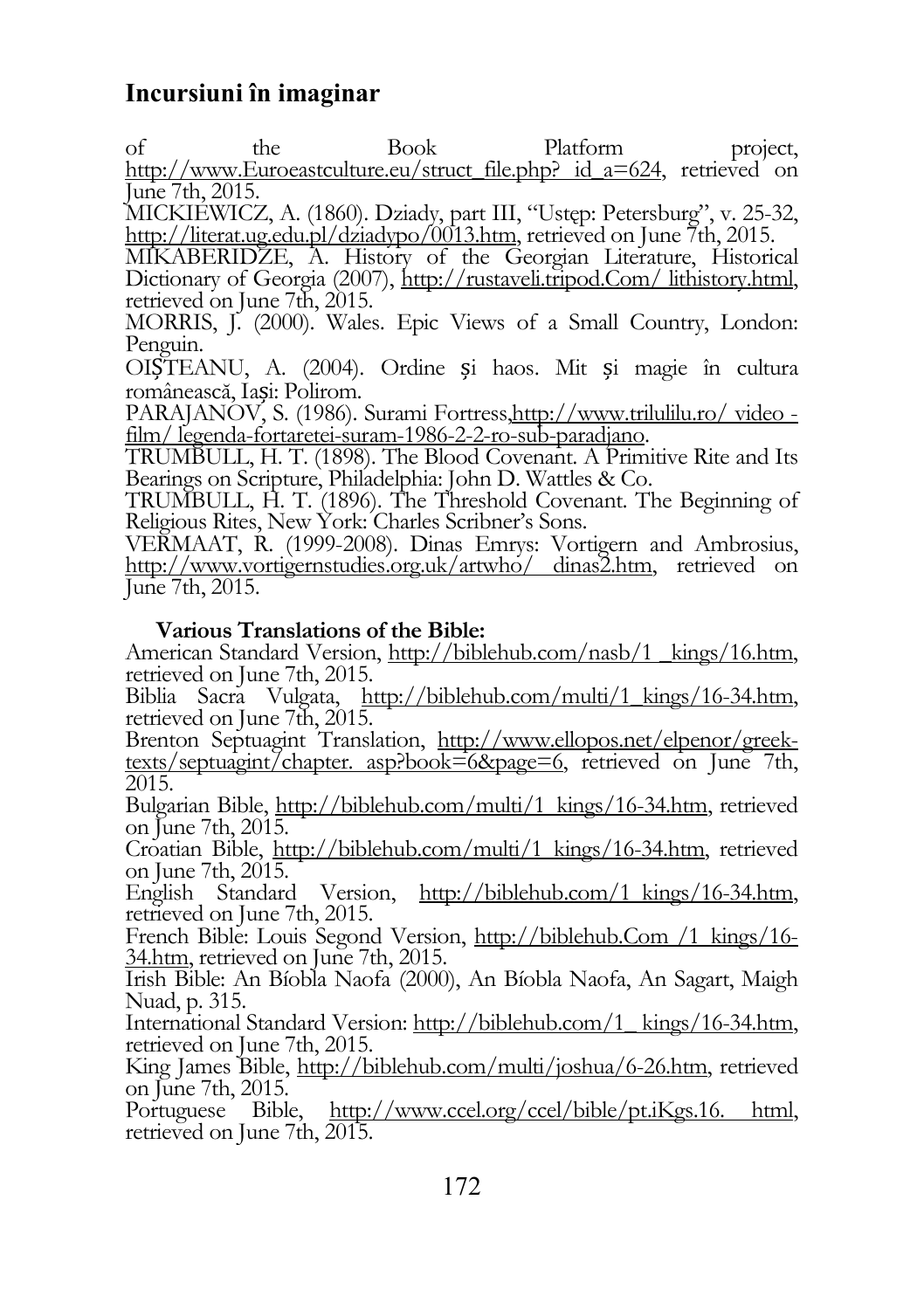of the Book Platform project, http://www.Euroeastculture.eu/struct_file.php? id_a=624, retrieved on June 7th, 2015.

MICKIEWICZ, A. (1860). Dziady, part III, "Ustęp: Petersburg", v. 25-32, http://literat.ug.edu.pl/dziadypo/0013.htm, retrieved on June 7th, 2015.

MIKABERIDZE, A. History of the Georgian Literature, Historical Dictionary of Georgia (2007), http://rustaveli.tripod.Com/ lithistory.html, retrieved on June 7th, 2015.

MORRIS, J. (2000). Wales. Epic Views of a Small Country, London: Penguin.

OIȘTEANU, A. (2004). Ordine și haos. Mit și magie în cultura românească, Iași: Polirom.

PARAJANOV, S. (1986). Surami Fortress,http://www.trilulilu.ro/ video - film/ legenda-fortaretei-suram-1986-2-2-ro-sub-paradjano.

TRUMBULL, H. T. (1898). The Blood Covenant. A Primitive Rite and Its Bearings on Scripture, Philadelphia: John D. Wattles & Co.

TRUMBULL, H. T. (1896). The Threshold Covenant. The Beginning of Religious Rites, New York: Charles Scribner's Sons.

VERMAAT, R. (1999-2008). Dinas Emrys: Vortigern and Ambrosius, http://www.vortigernstudies.org.uk/artwho/ dinas2.htm, retrieved on June 7th, 2015.

**Various Translations of the Bible:**

American Standard Version, http://biblehub.com/nasb/1 _kings/16.htm, retrieved on June 7th, 2015.

Biblia Sacra Vulgata, http://biblehub.com/multi/1_kings/16-34.htm, retrieved on June 7th, 2015.

Brenton Septuagint Translation, http://www.ellopos.net/elpenor/greek-texts/septuagint/chapter. asp?book=6&page=6, retrieved on June 7th, 2015.

Bulgarian Bible, http://biblehub.com/multi/1 kings/16-34.htm, retrieved on June 7th, 2015.

Croatian Bible, http://biblehub.com/multi/1 kings/16-34.htm, retrieved on June 7th, 2015.

English Standard Version, http://biblehub.com/1 kings/16-34.htm, retrieved on June 7th, 2015.

French Bible: Louis Segond Version, http://biblehub.Com /1 kings/16-34.htm, retrieved on June 7th, 2015.

Irish Bible: An Bíobla Naofa (2000), An Bíobla Naofa, An Sagart, Maigh Nuad, p. 315.

International Standard Version: http://biblehub.com/1_ kings/16-34.htm, retrieved on June 7th, 2015.

King James Bible, http://biblehub.com/multi/joshua/6-26.htm, retrieved on June 7th, 2015.

Portuguese Bible, http://www.ccel.org/ccel/bible/pt.iKgs.16. html, retrieved on June 7th, 2015.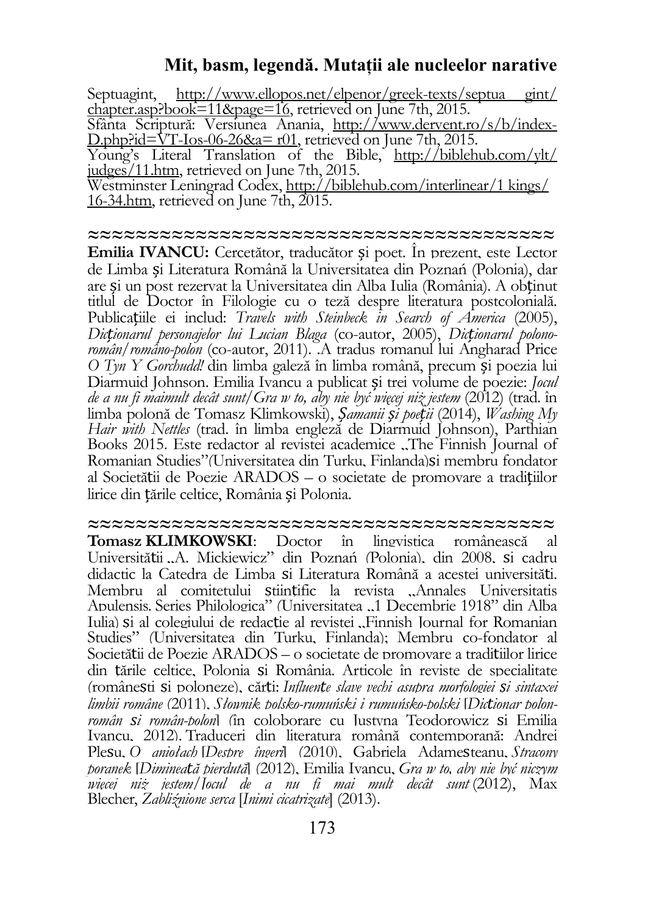Septuagint, http://www.ellopos.net/elpenor/greek-texts/septua gint/chapter.asp?book=11&page=16, retrieved on June 7th, 2015.
Sfânta Scriptură: Versiunea Anania, http://www.dervent.ro/s/b/index-D.php?id=VT-Ios-06-26&a= r01, retrieved on June 7th, 2015.
Young's Literal Translation of the Bible, http://biblehub.com/ylt/judges/11.htm, retrieved on June 7th, 2015.
Westminster Leningrad Codex, http://biblehub.com/interlinear/1 kings/16-34.htm, retrieved on June 7th, 2015.

≈≈≈≈≈≈≈≈≈≈≈≈≈≈≈≈≈≈≈≈≈≈≈≈≈≈≈≈≈≈≈≈≈≈≈≈≈≈

**Emilia IVANCU:** Cercetător, traducător și poet. În prezent, este Lector de Limba și Literatura Română la Universitatea din Poznań (Polonia), dar are și un post rezervat la Universitatea din Alba Iulia (România). A obținut titlul de Doctor în Filologie cu o teză despre literatura postcolonială. Publicațiile ei includ: *Travels with Steinbeck in Search of America* (2005), *Dicționarul personajelor lui Lucian Blaga* (co-autor, 2005), *Dicționarul polono-român/româno-polon* (co-autor, 2011). .A tradus romanul lui Angharad Price *O Tyn Y Gorchudd!* din limba galeză în limba română, precum și poezia lui Diarmuid Johnson. Emilia Ivancu a publicat și trei volume de poezie: *Jocul de a nu fi maimult decât sunt/Gra w to, aby nie być więcej niż jestem* (2012) (trad. în limba polonă de Tomasz Klimkowski), *Șamanii și poeții* (2014), *Washing My Hair with Nettles* (trad. în limba engleză de Diarmuid Johnson), Parthian Books 2015. Este redactor al revistei academice „The Finnish Journal of Romanian Studies"(Universitatea din Turku, Finlanda)și membru fondator al Societății de Poezie ARADOS – o societate de promovare a tradițiilor lirice din țările celtice, România și Polonia.

≈≈≈≈≈≈≈≈≈≈≈≈≈≈≈≈≈≈≈≈≈≈≈≈≈≈≈≈≈≈≈≈≈≈≈≈≈≈

**Tomasz KLIMKOWSKI**: Doctor în lingvistica românească al Universității „A. Mickiewicz" din Poznań (Polonia), din 2008, și cadru didactic la Catedra de Limba și Literatura Română a acestei universități. Membru al comitetului științific la revista „Annales Universitatis Apulensis. Series Philologica" (Universitatea „1 Decembrie 1918" din Alba Iulia) și al colegiului de redacție al revistei „Finnish Journal for Romanian Studies" (Universitatea din Turku, Finlanda); Membru co-fondator al Societății de Poezie ARADOS – o societate de promovare a tradițiilor lirice din țările celtice, Polonia și România. Articole în reviste de specialitate (românești și poloneze), cărți: *Influențe slave vechi asupra morfologiei și sintaxei limbii române* (2011), *Słownik polsko-rumuński i rumuńsko-polski* [*Dicționar polon-român și român-polon*] (în coloborare cu Justyna Teodorowicz și Emilia Ivancu, 2012). Traduceri din literatura română contemporană: Andrei Pleșu, *O aniołach* [*Despre îngeri*] (2010), Gabriela Adameșteanu, *Stracony poranek* [*Dimineață pierdută*] (2012), Emilia Ivancu, *Gra w to, aby nie być niczym więcej niż jestem/Jocul de a nu fi mai mult decât sunt* (2012), Max Blecher, *Zabliźnione serca* [*Inimi cicatrizate*] (2013).